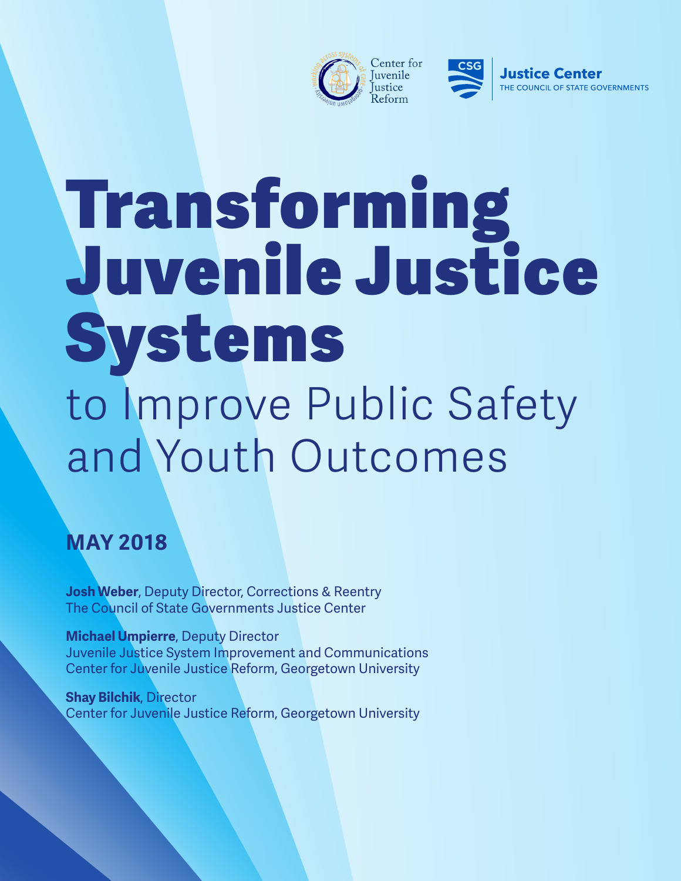Center for Juvenile Justice Reform

CSG Justice Center
THE COUNCIL OF STATE GOVERNMENTS

# Transforming Juvenile Justice Systems

## to Improve Public Safety and Youth Outcomes

**MAY 2018**

**Josh Weber**, Deputy Director, Corrections & Reentry
The Council of State Governments Justice Center

**Michael Umpierre**, Deputy Director
Juvenile Justice System Improvement and Communications
Center for Juvenile Justice Reform, Georgetown University

**Shay Bilchik**, Director
Center for Juvenile Justice Reform, Georgetown University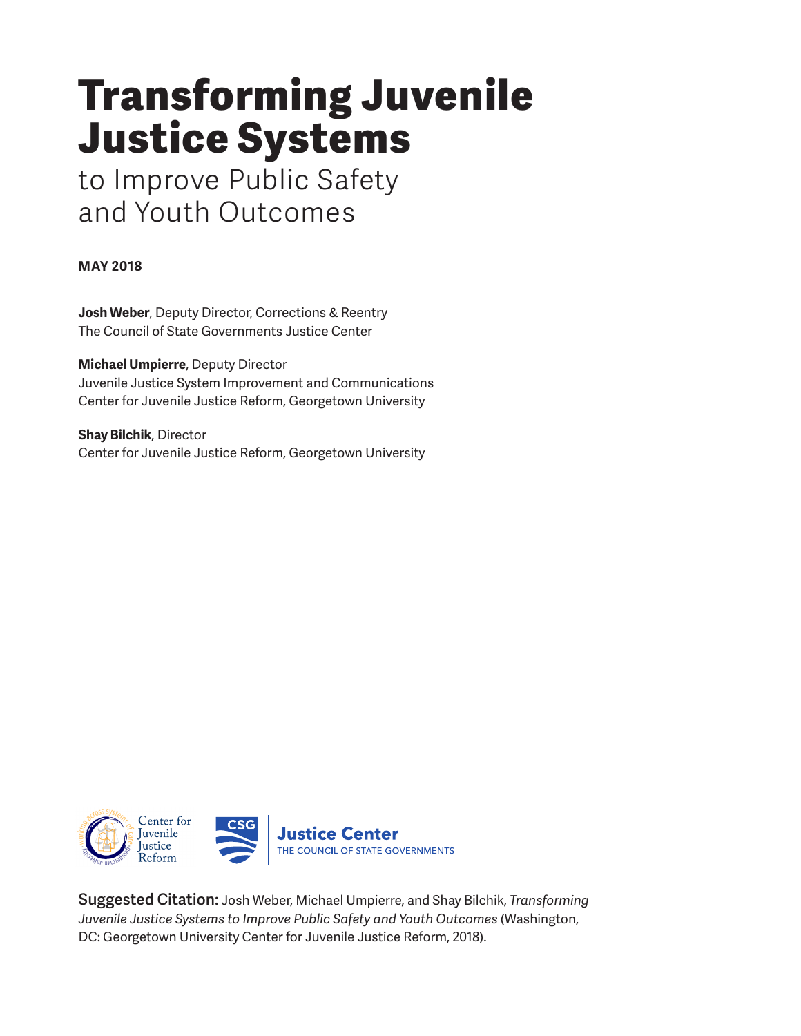# Transforming Juvenile Justice Systems

to Improve Public Safety and Youth Outcomes

**MAY 2018**

**Josh Weber**, Deputy Director, Corrections & Reentry
The Council of State Governments Justice Center

**Michael Umpierre**, Deputy Director
Juvenile Justice System Improvement and Communications
Center for Juvenile Justice Reform, Georgetown University

**Shay Bilchik**, Director
Center for Juvenile Justice Reform, Georgetown University

Center for Juvenile Justice Reform

Justice Center
THE COUNCIL OF STATE GOVERNMENTS

**Suggested Citation:** Josh Weber, Michael Umpierre, and Shay Bilchik, *Transforming Juvenile Justice Systems to Improve Public Safety and Youth Outcomes* (Washington, DC: Georgetown University Center for Juvenile Justice Reform, 2018).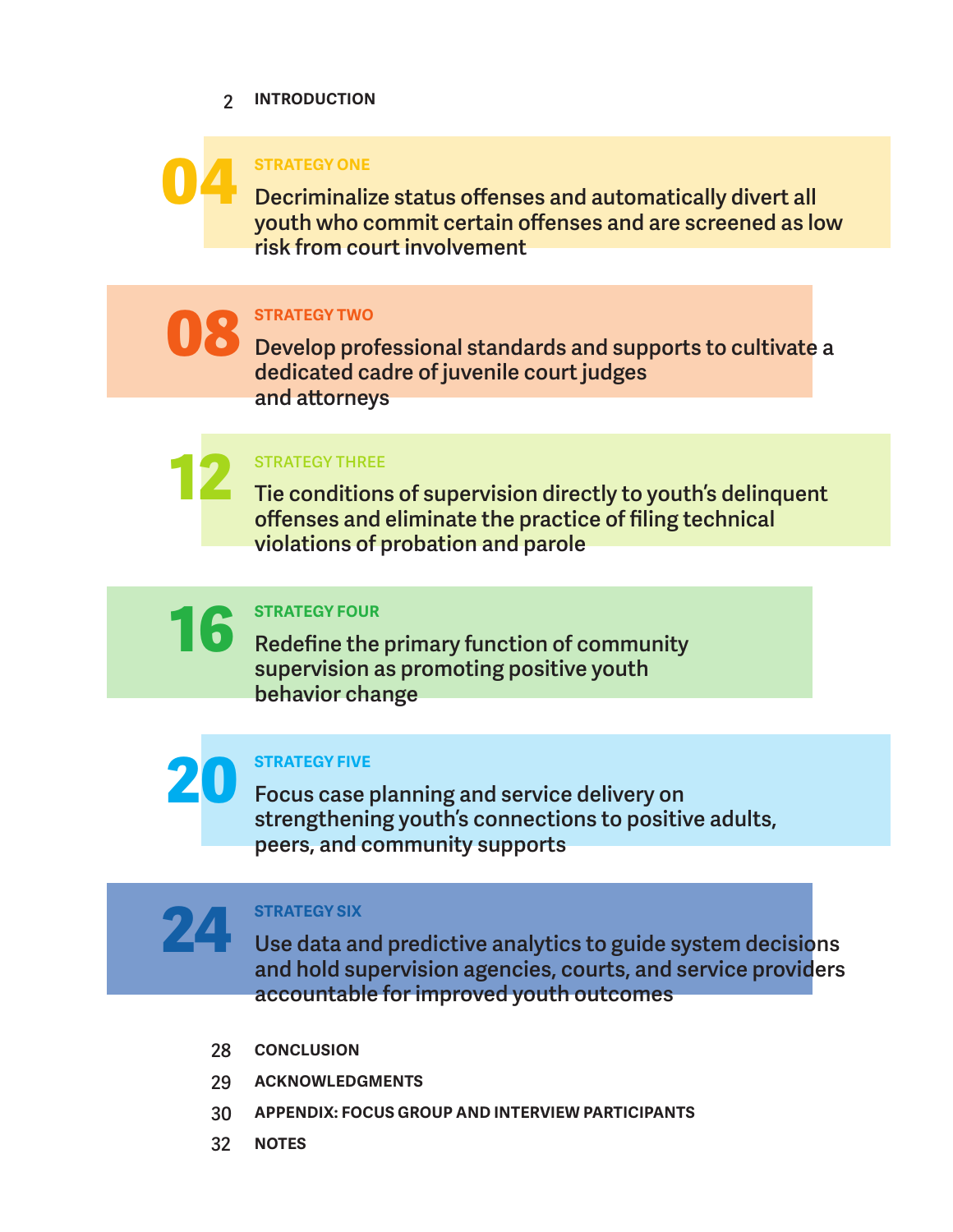2 **INTRODUCTION**

**04** **STRATEGY ONE**
**Decriminalize status offenses and automatically divert all youth who commit certain offenses and are screened as low risk from court involvement**

**08** **STRATEGY TWO**
**Develop professional standards and supports to cultivate a dedicated cadre of juvenile court judges and attorneys**

**12** **STRATEGY THREE**
**Tie conditions of supervision directly to youth's delinquent offenses and eliminate the practice of filing technical violations of probation and parole**

**16** **STRATEGY FOUR**
**Redefine the primary function of community supervision as promoting positive youth behavior change**

**20** **STRATEGY FIVE**
**Focus case planning and service delivery on strengthening youth's connections to positive adults, peers, and community supports**

**24** **STRATEGY SIX**
**Use data and predictive analytics to guide system decisions and hold supervision agencies, courts, and service providers accountable for improved youth outcomes**

28 **CONCLUSION**

29 **ACKNOWLEDGMENTS**

30 **APPENDIX: FOCUS GROUP AND INTERVIEW PARTICIPANTS**

32 **NOTES**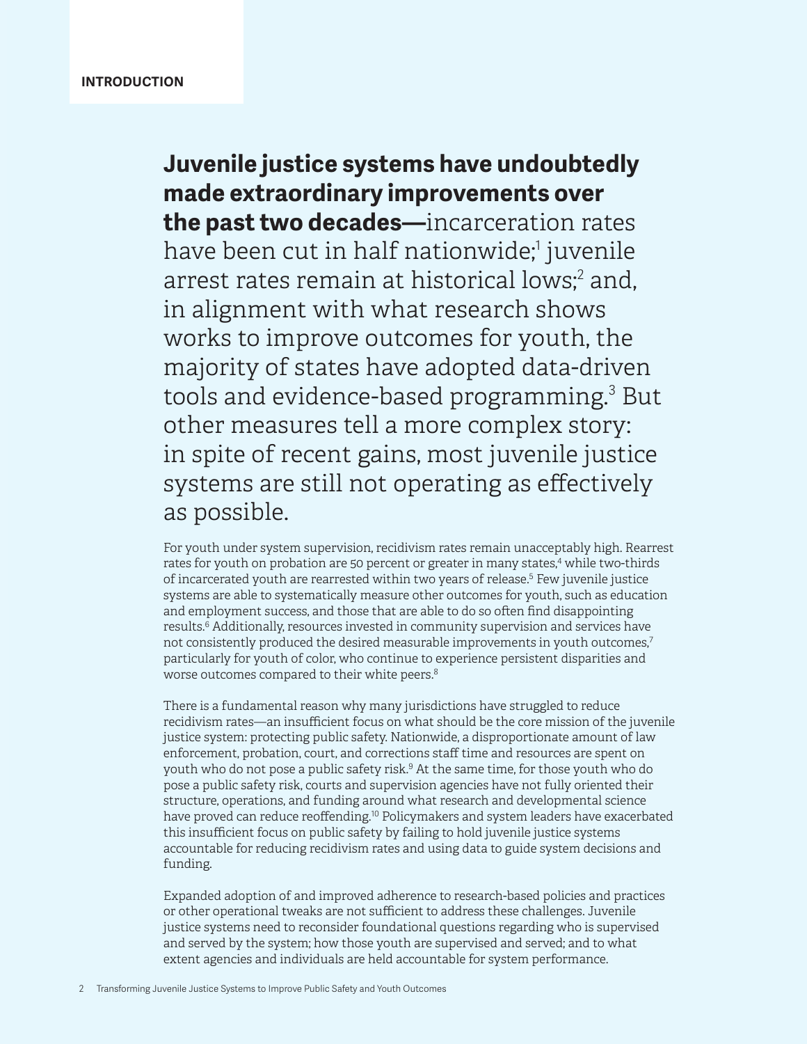**INTRODUCTION**

**Juvenile justice systems have undoubtedly made extraordinary improvements over the past two decades—**incarceration rates have been cut in half nationwide;[1] juvenile arrest rates remain at historical lows;[2] and, in alignment with what research shows works to improve outcomes for youth, the majority of states have adopted data-driven tools and evidence-based programming.[3] But other measures tell a more complex story: in spite of recent gains, most juvenile justice systems are still not operating as effectively as possible.

For youth under system supervision, recidivism rates remain unacceptably high. Rearrest rates for youth on probation are 50 percent or greater in many states,[4] while two-thirds of incarcerated youth are rearrested within two years of release.[5] Few juvenile justice systems are able to systematically measure other outcomes for youth, such as education and employment success, and those that are able to do so often find disappointing results.[6] Additionally, resources invested in community supervision and services have not consistently produced the desired measurable improvements in youth outcomes,[7] particularly for youth of color, who continue to experience persistent disparities and worse outcomes compared to their white peers.[8]

There is a fundamental reason why many jurisdictions have struggled to reduce recidivism rates—an insufficient focus on what should be the core mission of the juvenile justice system: protecting public safety. Nationwide, a disproportionate amount of law enforcement, probation, court, and corrections staff time and resources are spent on youth who do not pose a public safety risk.[9] At the same time, for those youth who do pose a public safety risk, courts and supervision agencies have not fully oriented their structure, operations, and funding around what research and developmental science have proved can reduce reoffending.[10] Policymakers and system leaders have exacerbated this insufficient focus on public safety by failing to hold juvenile justice systems accountable for reducing recidivism rates and using data to guide system decisions and funding.

Expanded adoption of and improved adherence to research-based policies and practices or other operational tweaks are not sufficient to address these challenges. Juvenile justice systems need to reconsider foundational questions regarding who is supervised and served by the system; how those youth are supervised and served; and to what extent agencies and individuals are held accountable for system performance.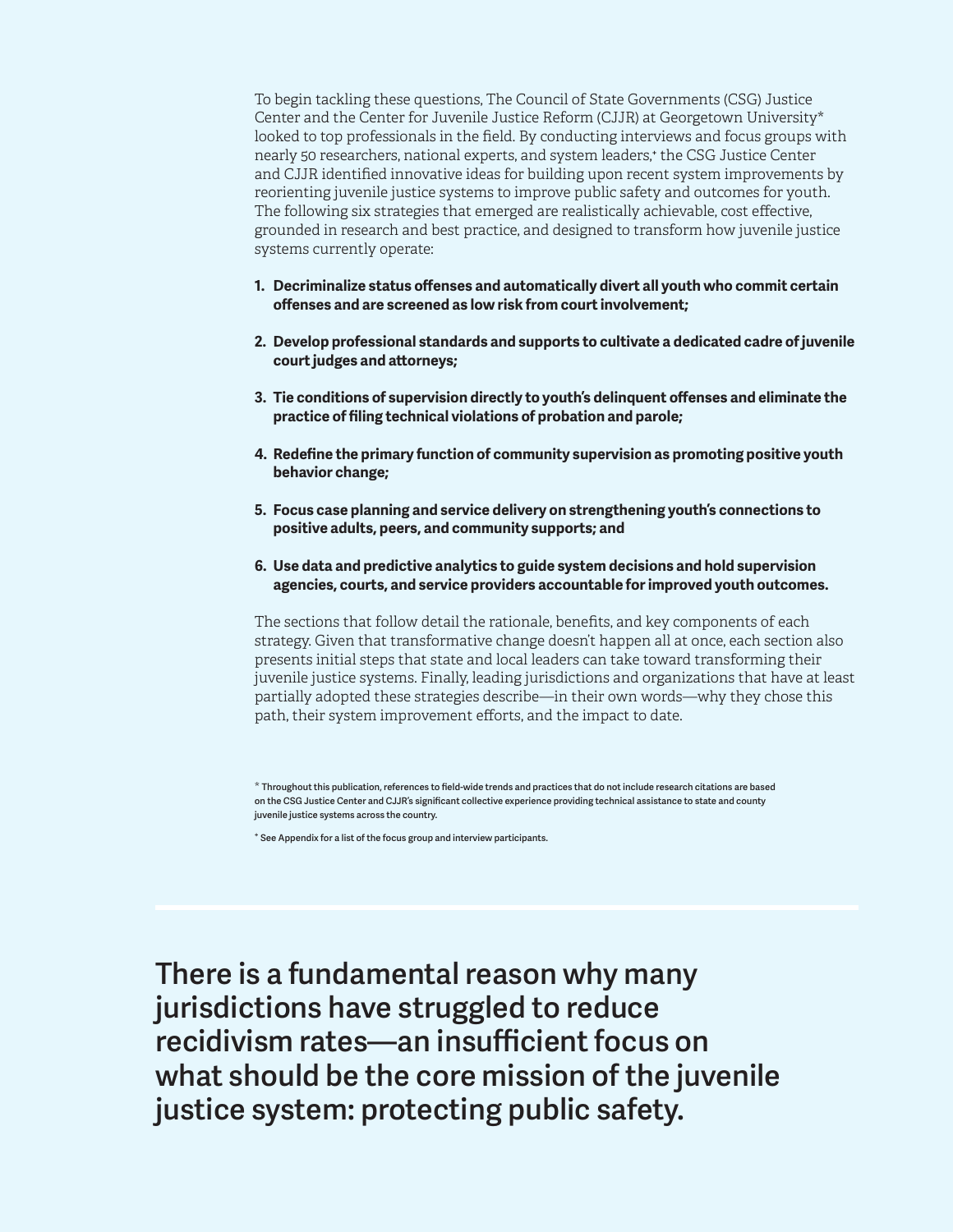To begin tackling these questions, The Council of State Governments (CSG) Justice Center and the Center for Juvenile Justice Reform (CJJR) at Georgetown University* looked to top professionals in the field. By conducting interviews and focus groups with nearly 50 researchers, national experts, and system leaders,+ the CSG Justice Center and CJJR identified innovative ideas for building upon recent system improvements by reorienting juvenile justice systems to improve public safety and outcomes for youth. The following six strategies that emerged are realistically achievable, cost effective, grounded in research and best practice, and designed to transform how juvenile justice systems currently operate:

1. **Decriminalize status offenses and automatically divert all youth who commit certain offenses and are screened as low risk from court involvement;**
2. **Develop professional standards and supports to cultivate a dedicated cadre of juvenile court judges and attorneys;**
3. **Tie conditions of supervision directly to youth's delinquent offenses and eliminate the practice of filing technical violations of probation and parole;**
4. **Redefine the primary function of community supervision as promoting positive youth behavior change;**
5. **Focus case planning and service delivery on strengthening youth's connections to positive adults, peers, and community supports; and**
6. **Use data and predictive analytics to guide system decisions and hold supervision agencies, courts, and service providers accountable for improved youth outcomes.**

The sections that follow detail the rationale, benefits, and key components of each strategy. Given that transformative change doesn't happen all at once, each section also presents initial steps that state and local leaders can take toward transforming their juvenile justice systems. Finally, leading jurisdictions and organizations that have at least partially adopted these strategies describe—in their own words—why they chose this path, their system improvement efforts, and the impact to date.

\* Throughout this publication, references to field-wide trends and practices that do not include research citations are based on the CSG Justice Center and CJJR's significant collective experience providing technical assistance to state and county juvenile justice systems across the country.

\+ See Appendix for a list of the focus group and interview participants.

---

**There is a fundamental reason why many jurisdictions have struggled to reduce recidivism rates—an insufficient focus on what should be the core mission of the juvenile justice system: protecting public safety.**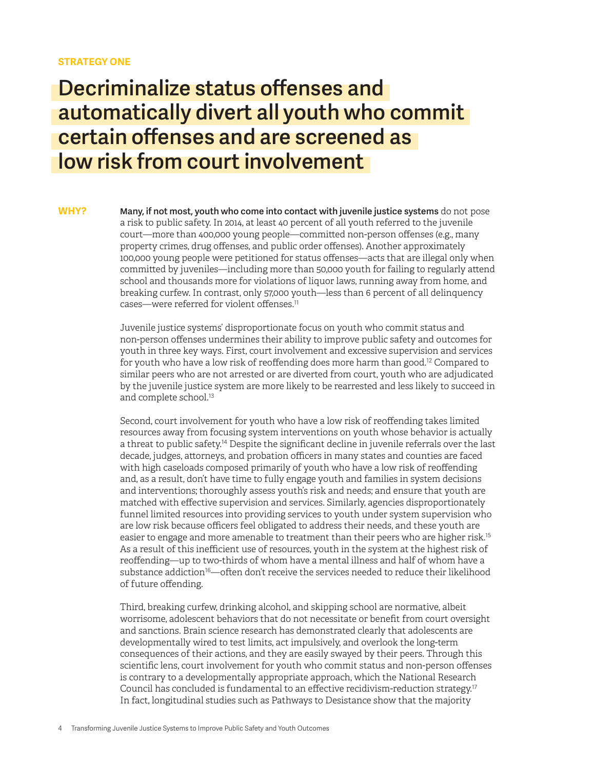**STRATEGY ONE**

# Decriminalize status offenses and automatically divert all youth who commit certain offenses and are screened as low risk from court involvement

**WHY?**

**Many, if not most, youth who come into contact with juvenile justice systems** do not pose a risk to public safety. In 2014, at least 40 percent of all youth referred to the juvenile court—more than 400,000 young people—committed non-person offenses (e.g., many property crimes, drug offenses, and public order offenses). Another approximately 100,000 young people were petitioned for status offenses—acts that are illegal only when committed by juveniles—including more than 50,000 youth for failing to regularly attend school and thousands more for violations of liquor laws, running away from home, and breaking curfew. In contrast, only 57,000 youth—less than 6 percent of all delinquency cases—were referred for violent offenses.[11]

Juvenile justice systems' disproportionate focus on youth who commit status and non-person offenses undermines their ability to improve public safety and outcomes for youth in three key ways. First, court involvement and excessive supervision and services for youth who have a low risk of reoffending does more harm than good.[12] Compared to similar peers who are not arrested or are diverted from court, youth who are adjudicated by the juvenile justice system are more likely to be rearrested and less likely to succeed in and complete school.[13]

Second, court involvement for youth who have a low risk of reoffending takes limited resources away from focusing system interventions on youth whose behavior is actually a threat to public safety.[14] Despite the significant decline in juvenile referrals over the last decade, judges, attorneys, and probation officers in many states and counties are faced with high caseloads composed primarily of youth who have a low risk of reoffending and, as a result, don't have time to fully engage youth and families in system decisions and interventions; thoroughly assess youth's risk and needs; and ensure that youth are matched with effective supervision and services. Similarly, agencies disproportionately funnel limited resources into providing services to youth under system supervision who are low risk because officers feel obligated to address their needs, and these youth are easier to engage and more amenable to treatment than their peers who are higher risk.[15] As a result of this inefficient use of resources, youth in the system at the highest risk of reoffending—up to two-thirds of whom have a mental illness and half of whom have a substance addiction[16]—often don't receive the services needed to reduce their likelihood of future offending.

Third, breaking curfew, drinking alcohol, and skipping school are normative, albeit worrisome, adolescent behaviors that do not necessitate or benefit from court oversight and sanctions. Brain science research has demonstrated clearly that adolescents are developmentally wired to test limits, act impulsively, and overlook the long-term consequences of their actions, and they are easily swayed by their peers. Through this scientific lens, court involvement for youth who commit status and non-person offenses is contrary to a developmentally appropriate approach, which the National Research Council has concluded is fundamental to an effective recidivism-reduction strategy.[17] In fact, longitudinal studies such as Pathways to Desistance show that the majority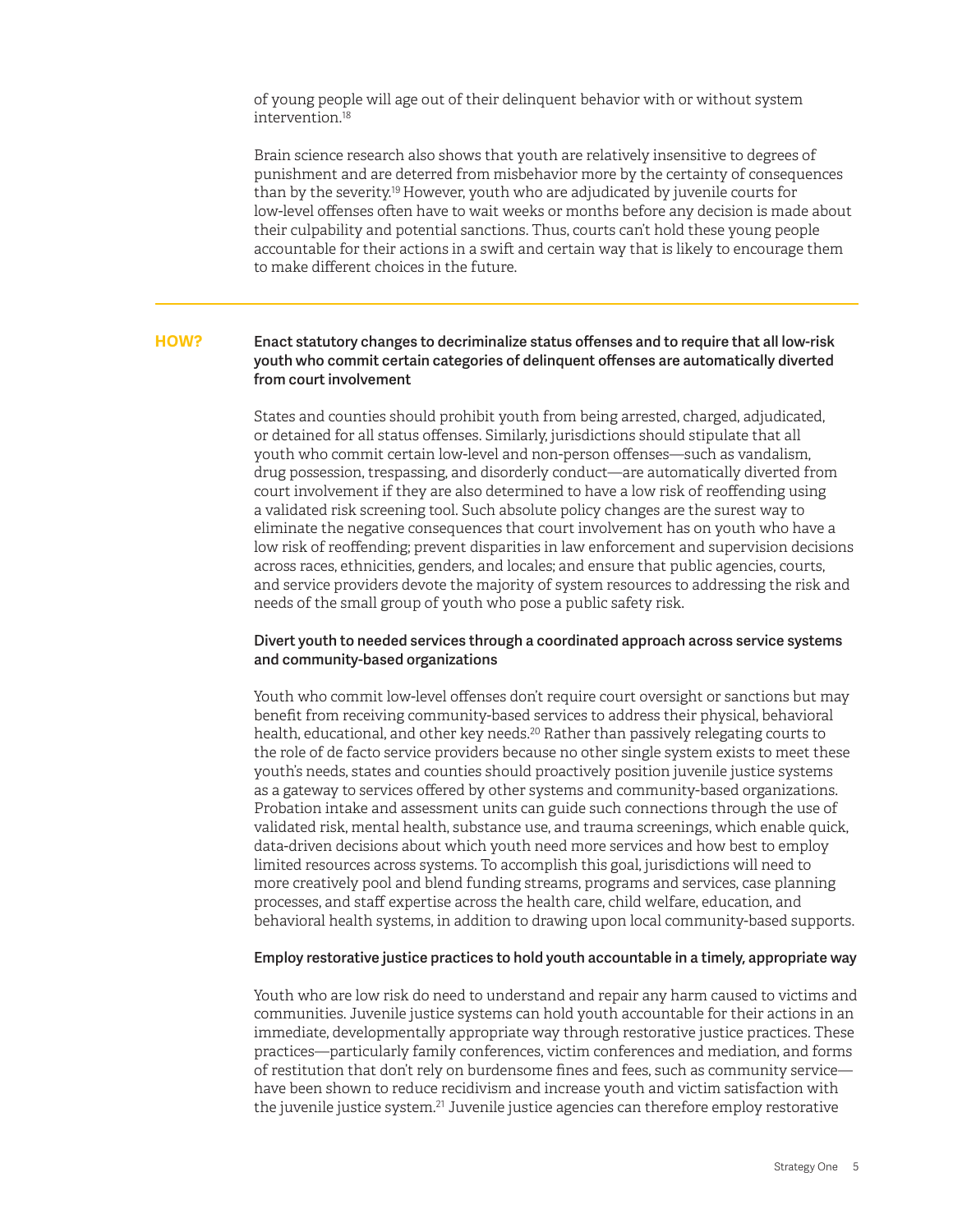of young people will age out of their delinquent behavior with or without system intervention.[18]

Brain science research also shows that youth are relatively insensitive to degrees of punishment and are deterred from misbehavior more by the certainty of consequences than by the severity.[19] However, youth who are adjudicated by juvenile courts for low-level offenses often have to wait weeks or months before any decision is made about their culpability and potential sanctions. Thus, courts can't hold these young people accountable for their actions in a swift and certain way that is likely to encourage them to make different choices in the future.

---

## HOW?

### Enact statutory changes to decriminalize status offenses and to require that all low-risk youth who commit certain categories of delinquent offenses are automatically diverted from court involvement

States and counties should prohibit youth from being arrested, charged, adjudicated, or detained for all status offenses. Similarly, jurisdictions should stipulate that all youth who commit certain low-level and non-person offenses—such as vandalism, drug possession, trespassing, and disorderly conduct—are automatically diverted from court involvement if they are also determined to have a low risk of reoffending using a validated risk screening tool. Such absolute policy changes are the surest way to eliminate the negative consequences that court involvement has on youth who have a low risk of reoffending; prevent disparities in law enforcement and supervision decisions across races, ethnicities, genders, and locales; and ensure that public agencies, courts, and service providers devote the majority of system resources to addressing the risk and needs of the small group of youth who pose a public safety risk.

### Divert youth to needed services through a coordinated approach across service systems and community-based organizations

Youth who commit low-level offenses don't require court oversight or sanctions but may benefit from receiving community-based services to address their physical, behavioral health, educational, and other key needs.[20] Rather than passively relegating courts to the role of de facto service providers because no other single system exists to meet these youth's needs, states and counties should proactively position juvenile justice systems as a gateway to services offered by other systems and community-based organizations. Probation intake and assessment units can guide such connections through the use of validated risk, mental health, substance use, and trauma screenings, which enable quick, data-driven decisions about which youth need more services and how best to employ limited resources across systems. To accomplish this goal, jurisdictions will need to more creatively pool and blend funding streams, programs and services, case planning processes, and staff expertise across the health care, child welfare, education, and behavioral health systems, in addition to drawing upon local community-based supports.

### Employ restorative justice practices to hold youth accountable in a timely, appropriate way

Youth who are low risk do need to understand and repair any harm caused to victims and communities. Juvenile justice systems can hold youth accountable for their actions in an immediate, developmentally appropriate way through restorative justice practices. These practices—particularly family conferences, victim conferences and mediation, and forms of restitution that don't rely on burdensome fines and fees, such as community service—have been shown to reduce recidivism and increase youth and victim satisfaction with the juvenile justice system.[21] Juvenile justice agencies can therefore employ restorative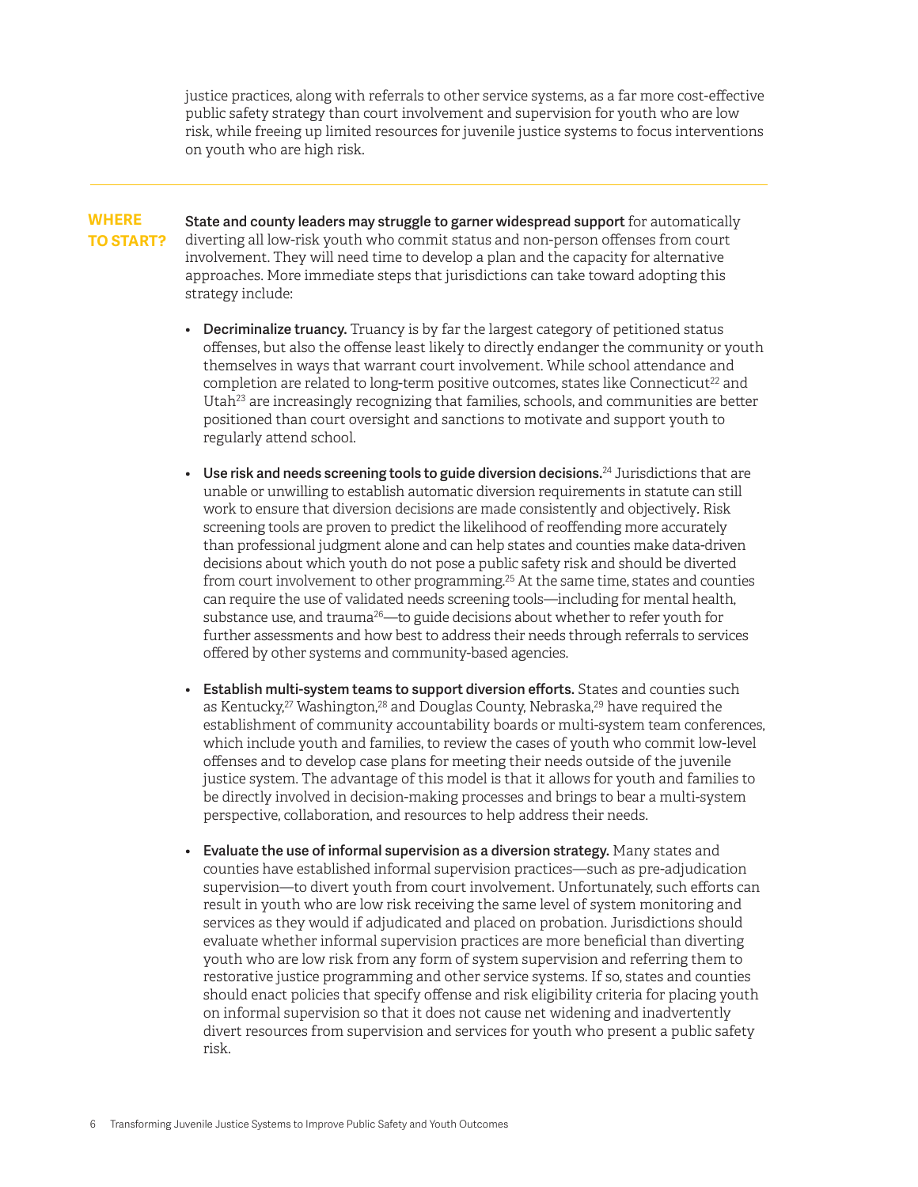justice practices, along with referrals to other service systems, as a far more cost-effective public safety strategy than court involvement and supervision for youth who are low risk, while freeing up limited resources for juvenile justice systems to focus interventions on youth who are high risk.

---

## WHERE TO START?

**State and county leaders may struggle to garner widespread support** for automatically diverting all low-risk youth who commit status and non-person offenses from court involvement. They will need time to develop a plan and the capacity for alternative approaches. More immediate steps that jurisdictions can take toward adopting this strategy include:

- **Decriminalize truancy.** Truancy is by far the largest category of petitioned status offenses, but also the offense least likely to directly endanger the community or youth themselves in ways that warrant court involvement. While school attendance and completion are related to long-term positive outcomes, states like Connecticut[22] and Utah[23] are increasingly recognizing that families, schools, and communities are better positioned than court oversight and sanctions to motivate and support youth to regularly attend school.

- **Use risk and needs screening tools to guide diversion decisions.**[24] Jurisdictions that are unable or unwilling to establish automatic diversion requirements in statute can still work to ensure that diversion decisions are made consistently and objectively. Risk screening tools are proven to predict the likelihood of reoffending more accurately than professional judgment alone and can help states and counties make data-driven decisions about which youth do not pose a public safety risk and should be diverted from court involvement to other programming.[25] At the same time, states and counties can require the use of validated needs screening tools—including for mental health, substance use, and trauma[26]—to guide decisions about whether to refer youth for further assessments and how best to address their needs through referrals to services offered by other systems and community-based agencies.

- **Establish multi-system teams to support diversion efforts.** States and counties such as Kentucky,[27] Washington,[28] and Douglas County, Nebraska,[29] have required the establishment of community accountability boards or multi-system team conferences, which include youth and families, to review the cases of youth who commit low-level offenses and to develop case plans for meeting their needs outside of the juvenile justice system. The advantage of this model is that it allows for youth and families to be directly involved in decision-making processes and brings to bear a multi-system perspective, collaboration, and resources to help address their needs.

- **Evaluate the use of informal supervision as a diversion strategy.** Many states and counties have established informal supervision practices—such as pre-adjudication supervision—to divert youth from court involvement. Unfortunately, such efforts can result in youth who are low risk receiving the same level of system monitoring and services as they would if adjudicated and placed on probation. Jurisdictions should evaluate whether informal supervision practices are more beneficial than diverting youth who are low risk from any form of system supervision and referring them to restorative justice programming and other service systems. If so, states and counties should enact policies that specify offense and risk eligibility criteria for placing youth on informal supervision so that it does not cause net widening and inadvertently divert resources from supervision and services for youth who present a public safety risk.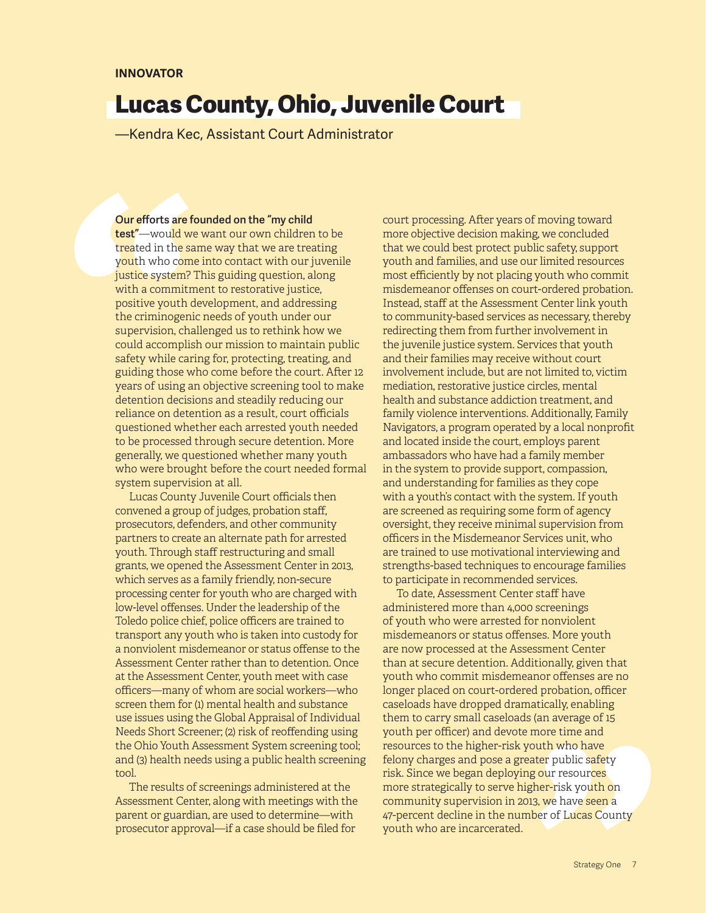**INNOVATOR**

# Lucas County, Ohio, Juvenile Court

—Kendra Kec, Assistant Court Administrator

**Our efforts are founded on the "my child test"**—would we want our own children to be treated in the same way that we are treating youth who come into contact with our juvenile justice system? This guiding question, along with a commitment to restorative justice, positive youth development, and addressing the criminogenic needs of youth under our supervision, challenged us to rethink how we could accomplish our mission to maintain public safety while caring for, protecting, treating, and guiding those who come before the court. After 12 years of using an objective screening tool to make detention decisions and steadily reducing our reliance on detention as a result, court officials questioned whether each arrested youth needed to be processed through secure detention. More generally, we questioned whether many youth who were brought before the court needed formal system supervision at all.

Lucas County Juvenile Court officials then convened a group of judges, probation staff, prosecutors, defenders, and other community partners to create an alternate path for arrested youth. Through staff restructuring and small grants, we opened the Assessment Center in 2013, which serves as a family friendly, non-secure processing center for youth who are charged with low-level offenses. Under the leadership of the Toledo police chief, police officers are trained to transport any youth who is taken into custody for a nonviolent misdemeanor or status offense to the Assessment Center rather than to detention. Once at the Assessment Center, youth meet with case officers—many of whom are social workers—who screen them for (1) mental health and substance use issues using the Global Appraisal of Individual Needs Short Screener; (2) risk of reoffending using the Ohio Youth Assessment System screening tool; and (3) health needs using a public health screening tool.

The results of screenings administered at the Assessment Center, along with meetings with the parent or guardian, are used to determine—with prosecutor approval—if a case should be filed for court processing. After years of moving toward more objective decision making, we concluded that we could best protect public safety, support youth and families, and use our limited resources most efficiently by not placing youth who commit misdemeanor offenses on court-ordered probation. Instead, staff at the Assessment Center link youth to community-based services as necessary, thereby redirecting them from further involvement in the juvenile justice system. Services that youth and their families may receive without court involvement include, but are not limited to, victim mediation, restorative justice circles, mental health and substance addiction treatment, and family violence interventions. Additionally, Family Navigators, a program operated by a local nonprofit and located inside the court, employs parent ambassadors who have had a family member in the system to provide support, compassion, and understanding for families as they cope with a youth's contact with the system. If youth are screened as requiring some form of agency oversight, they receive minimal supervision from officers in the Misdemeanor Services unit, who are trained to use motivational interviewing and strengths-based techniques to encourage families to participate in recommended services.

To date, Assessment Center staff have administered more than 4,000 screenings of youth who were arrested for nonviolent misdemeanors or status offenses. More youth are now processed at the Assessment Center than at secure detention. Additionally, given that youth who commit misdemeanor offenses are no longer placed on court-ordered probation, officer caseloads have dropped dramatically, enabling them to carry small caseloads (an average of 15 youth per officer) and devote more time and resources to the higher-risk youth who have felony charges and pose a greater public safety risk. Since we began deploying our resources more strategically to serve higher-risk youth on community supervision in 2013, we have seen a 47-percent decline in the number of Lucas County youth who are incarcerated.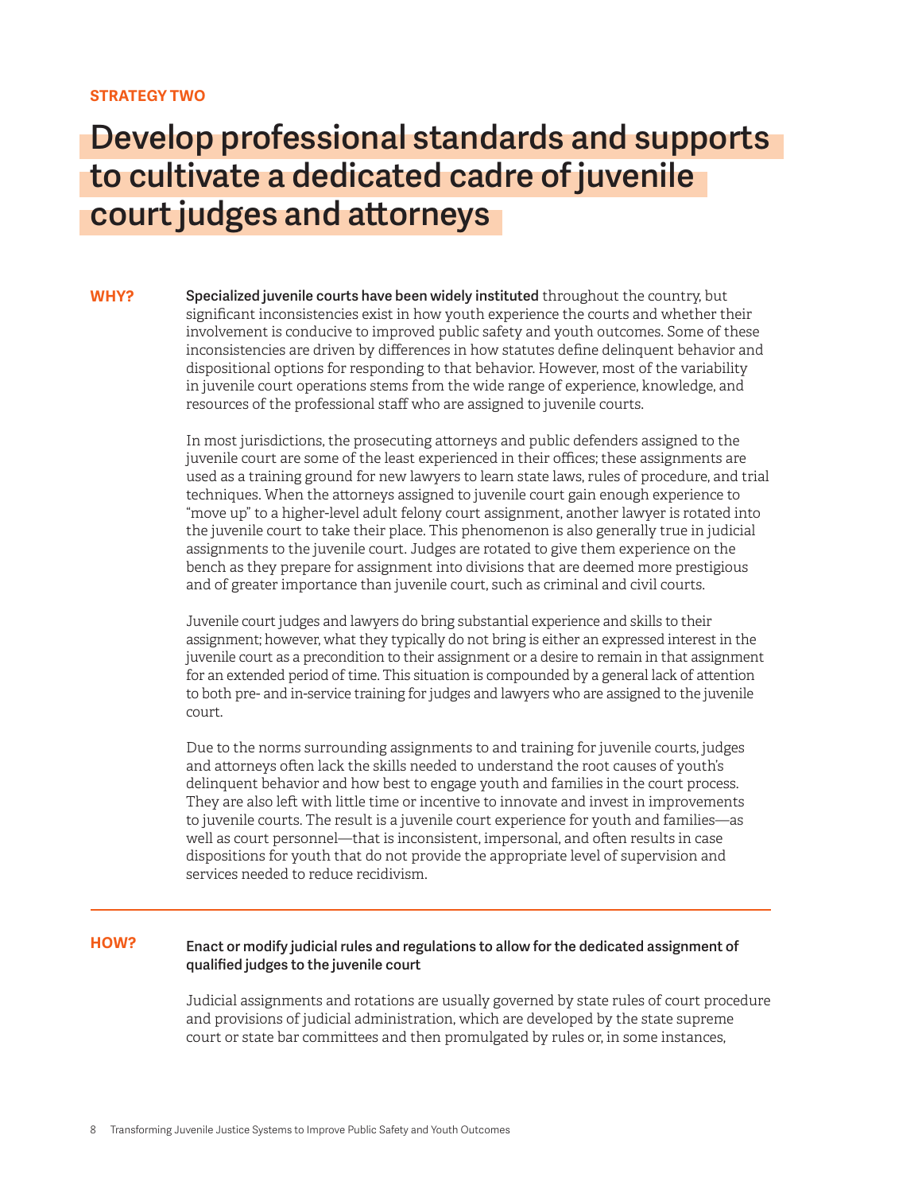**STRATEGY TWO**

# Develop professional standards and supports to cultivate a dedicated cadre of juvenile court judges and attorneys

**WHY?**

**Specialized juvenile courts have been widely instituted** throughout the country, but significant inconsistencies exist in how youth experience the courts and whether their involvement is conducive to improved public safety and youth outcomes. Some of these inconsistencies are driven by differences in how statutes define delinquent behavior and dispositional options for responding to that behavior. However, most of the variability in juvenile court operations stems from the wide range of experience, knowledge, and resources of the professional staff who are assigned to juvenile courts.

In most jurisdictions, the prosecuting attorneys and public defenders assigned to the juvenile court are some of the least experienced in their offices; these assignments are used as a training ground for new lawyers to learn state laws, rules of procedure, and trial techniques. When the attorneys assigned to juvenile court gain enough experience to "move up" to a higher-level adult felony court assignment, another lawyer is rotated into the juvenile court to take their place. This phenomenon is also generally true in judicial assignments to the juvenile court. Judges are rotated to give them experience on the bench as they prepare for assignment into divisions that are deemed more prestigious and of greater importance than juvenile court, such as criminal and civil courts.

Juvenile court judges and lawyers do bring substantial experience and skills to their assignment; however, what they typically do not bring is either an expressed interest in the juvenile court as a precondition to their assignment or a desire to remain in that assignment for an extended period of time. This situation is compounded by a general lack of attention to both pre- and in-service training for judges and lawyers who are assigned to the juvenile court.

Due to the norms surrounding assignments to and training for juvenile courts, judges and attorneys often lack the skills needed to understand the root causes of youth's delinquent behavior and how best to engage youth and families in the court process. They are also left with little time or incentive to innovate and invest in improvements to juvenile courts. The result is a juvenile court experience for youth and families—as well as court personnel—that is inconsistent, impersonal, and often results in case dispositions for youth that do not provide the appropriate level of supervision and services needed to reduce recidivism.

---

**HOW?**

**Enact or modify judicial rules and regulations to allow for the dedicated assignment of qualified judges to the juvenile court**

Judicial assignments and rotations are usually governed by state rules of court procedure and provisions of judicial administration, which are developed by the state supreme court or state bar committees and then promulgated by rules or, in some instances,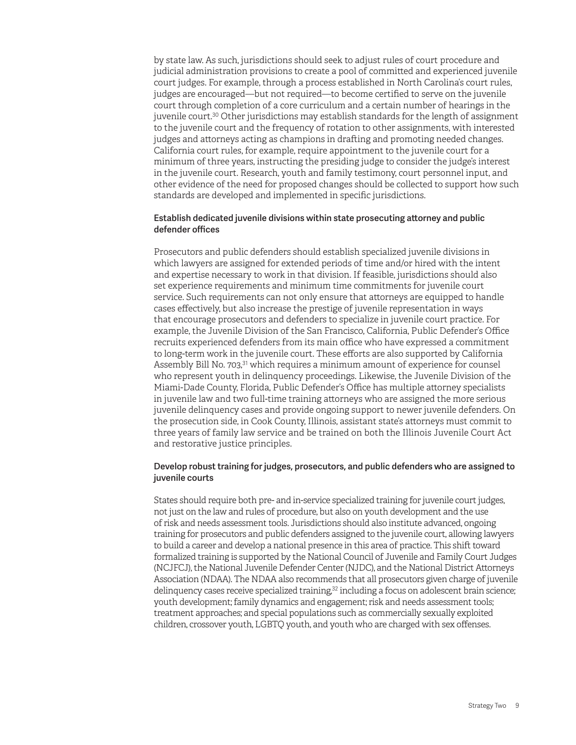by state law. As such, jurisdictions should seek to adjust rules of court procedure and judicial administration provisions to create a pool of committed and experienced juvenile court judges. For example, through a process established in North Carolina's court rules, judges are encouraged—but not required—to become certified to serve on the juvenile court through completion of a core curriculum and a certain number of hearings in the juvenile court.[30] Other jurisdictions may establish standards for the length of assignment to the juvenile court and the frequency of rotation to other assignments, with interested judges and attorneys acting as champions in drafting and promoting needed changes. California court rules, for example, require appointment to the juvenile court for a minimum of three years, instructing the presiding judge to consider the judge's interest in the juvenile court. Research, youth and family testimony, court personnel input, and other evidence of the need for proposed changes should be collected to support how such standards are developed and implemented in specific jurisdictions.

#### Establish dedicated juvenile divisions within state prosecuting attorney and public defender offices

Prosecutors and public defenders should establish specialized juvenile divisions in which lawyers are assigned for extended periods of time and/or hired with the intent and expertise necessary to work in that division. If feasible, jurisdictions should also set experience requirements and minimum time commitments for juvenile court service. Such requirements can not only ensure that attorneys are equipped to handle cases effectively, but also increase the prestige of juvenile representation in ways that encourage prosecutors and defenders to specialize in juvenile court practice. For example, the Juvenile Division of the San Francisco, California, Public Defender's Office recruits experienced defenders from its main office who have expressed a commitment to long-term work in the juvenile court. These efforts are also supported by California Assembly Bill No. 703,[31] which requires a minimum amount of experience for counsel who represent youth in delinquency proceedings. Likewise, the Juvenile Division of the Miami-Dade County, Florida, Public Defender's Office has multiple attorney specialists in juvenile law and two full-time training attorneys who are assigned the more serious juvenile delinquency cases and provide ongoing support to newer juvenile defenders. On the prosecution side, in Cook County, Illinois, assistant state's attorneys must commit to three years of family law service and be trained on both the Illinois Juvenile Court Act and restorative justice principles.

#### Develop robust training for judges, prosecutors, and public defenders who are assigned to juvenile courts

States should require both pre- and in-service specialized training for juvenile court judges, not just on the law and rules of procedure, but also on youth development and the use of risk and needs assessment tools. Jurisdictions should also institute advanced, ongoing training for prosecutors and public defenders assigned to the juvenile court, allowing lawyers to build a career and develop a national presence in this area of practice. This shift toward formalized training is supported by the National Council of Juvenile and Family Court Judges (NCJFCJ), the National Juvenile Defender Center (NJDC), and the National District Attorneys Association (NDAA). The NDAA also recommends that all prosecutors given charge of juvenile delinquency cases receive specialized training,[32] including a focus on adolescent brain science; youth development; family dynamics and engagement; risk and needs assessment tools; treatment approaches; and special populations such as commercially sexually exploited children, crossover youth, LGBTQ youth, and youth who are charged with sex offenses.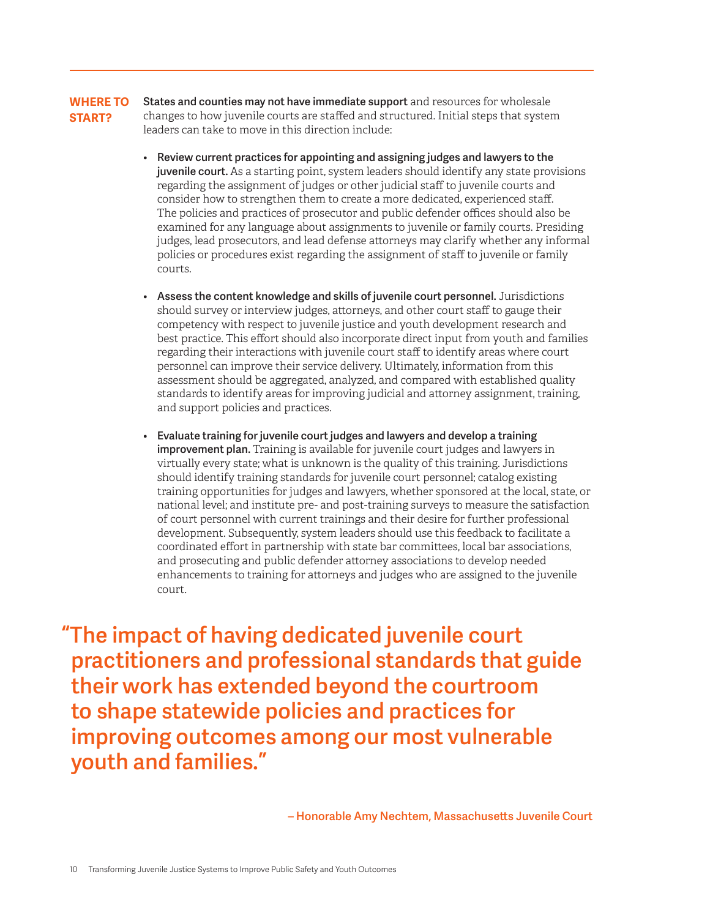**WHERE TO START?**

**States and counties may not have immediate support** and resources for wholesale changes to how juvenile courts are staffed and structured. Initial steps that system leaders can take to move in this direction include:

- **Review current practices for appointing and assigning judges and lawyers to the juvenile court.** As a starting point, system leaders should identify any state provisions regarding the assignment of judges or other judicial staff to juvenile courts and consider how to strengthen them to create a more dedicated, experienced staff. The policies and practices of prosecutor and public defender offices should also be examined for any language about assignments to juvenile or family courts. Presiding judges, lead prosecutors, and lead defense attorneys may clarify whether any informal policies or procedures exist regarding the assignment of staff to juvenile or family courts.

- **Assess the content knowledge and skills of juvenile court personnel.** Jurisdictions should survey or interview judges, attorneys, and other court staff to gauge their competency with respect to juvenile justice and youth development research and best practice. This effort should also incorporate direct input from youth and families regarding their interactions with juvenile court staff to identify areas where court personnel can improve their service delivery. Ultimately, information from this assessment should be aggregated, analyzed, and compared with established quality standards to identify areas for improving judicial and attorney assignment, training, and support policies and practices.

- **Evaluate training for juvenile court judges and lawyers and develop a training improvement plan.** Training is available for juvenile court judges and lawyers in virtually every state; what is unknown is the quality of this training. Jurisdictions should identify training standards for juvenile court personnel; catalog existing training opportunities for judges and lawyers, whether sponsored at the local, state, or national level; and institute pre- and post-training surveys to measure the satisfaction of court personnel with current trainings and their desire for further professional development. Subsequently, system leaders should use this feedback to facilitate a coordinated effort in partnership with state bar committees, local bar associations, and prosecuting and public defender attorney associations to develop needed enhancements to training for attorneys and judges who are assigned to the juvenile court.

> **"The impact of having dedicated juvenile court practitioners and professional standards that guide their work has extended beyond the courtroom to shape statewide policies and practices for improving outcomes among our most vulnerable youth and families."**
>
> **– Honorable Amy Nechtem, Massachusetts Juvenile Court**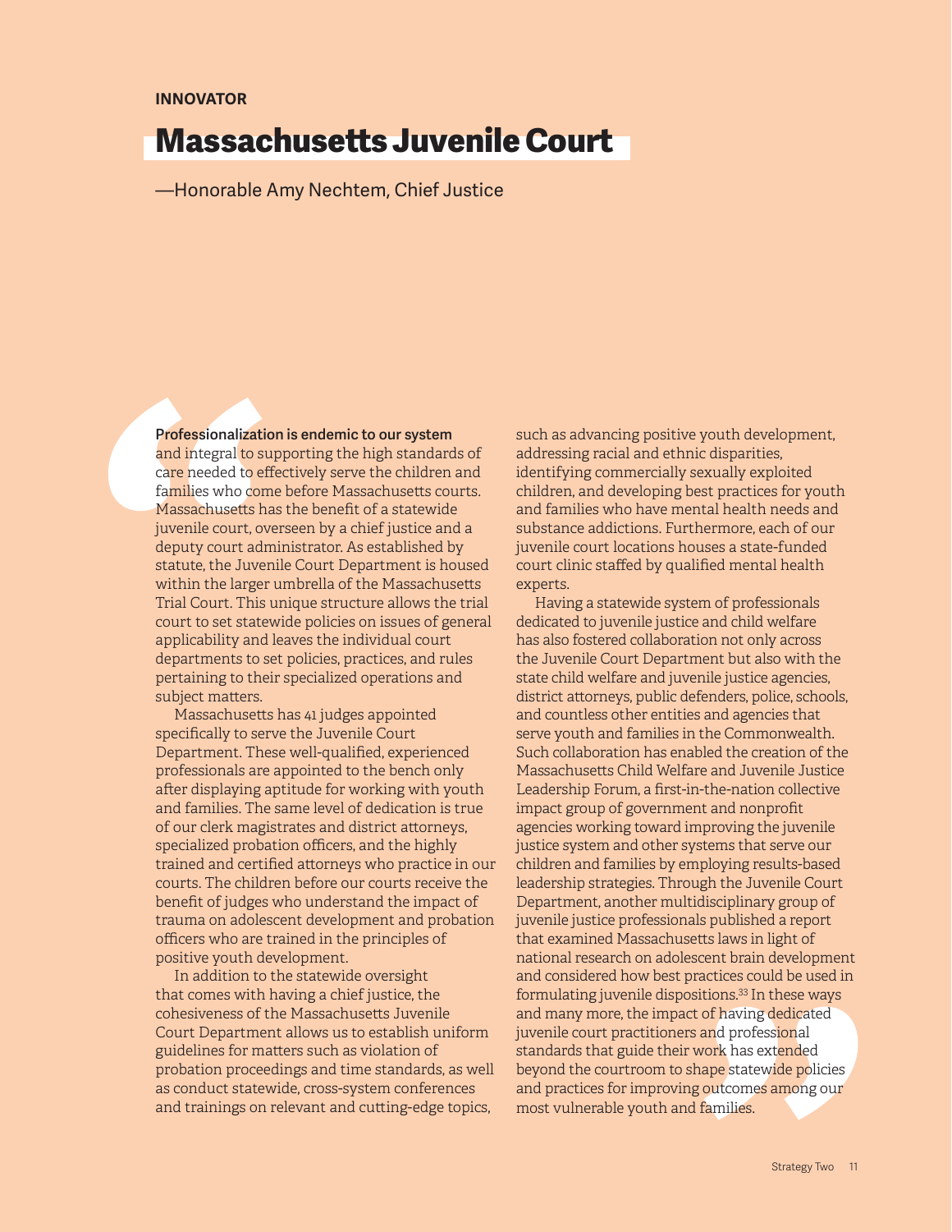**INNOVATOR**

# Massachusetts Juvenile Court

—Honorable Amy Nechtem, Chief Justice

**Professionalization is endemic to our system** and integral to supporting the high standards of care needed to effectively serve the children and families who come before Massachusetts courts. Massachusetts has the benefit of a statewide juvenile court, overseen by a chief justice and a deputy court administrator. As established by statute, the Juvenile Court Department is housed within the larger umbrella of the Massachusetts Trial Court. This unique structure allows the trial court to set statewide policies on issues of general applicability and leaves the individual court departments to set policies, practices, and rules pertaining to their specialized operations and subject matters.

Massachusetts has 41 judges appointed specifically to serve the Juvenile Court Department. These well-qualified, experienced professionals are appointed to the bench only after displaying aptitude for working with youth and families. The same level of dedication is true of our clerk magistrates and district attorneys, specialized probation officers, and the highly trained and certified attorneys who practice in our courts. The children before our courts receive the benefit of judges who understand the impact of trauma on adolescent development and probation officers who are trained in the principles of positive youth development.

In addition to the statewide oversight that comes with having a chief justice, the cohesiveness of the Massachusetts Juvenile Court Department allows us to establish uniform guidelines for matters such as violation of probation proceedings and time standards, as well as conduct statewide, cross-system conferences and trainings on relevant and cutting-edge topics, such as advancing positive youth development, addressing racial and ethnic disparities, identifying commercially sexually exploited children, and developing best practices for youth and families who have mental health needs and substance addictions. Furthermore, each of our juvenile court locations houses a state-funded court clinic staffed by qualified mental health experts.

Having a statewide system of professionals dedicated to juvenile justice and child welfare has also fostered collaboration not only across the Juvenile Court Department but also with the state child welfare and juvenile justice agencies, district attorneys, public defenders, police, schools, and countless other entities and agencies that serve youth and families in the Commonwealth. Such collaboration has enabled the creation of the Massachusetts Child Welfare and Juvenile Justice Leadership Forum, a first-in-the-nation collective impact group of government and nonprofit agencies working toward improving the juvenile justice system and other systems that serve our children and families by employing results-based leadership strategies. Through the Juvenile Court Department, another multidisciplinary group of juvenile justice professionals published a report that examined Massachusetts laws in light of national research on adolescent brain development and considered how best practices could be used in formulating juvenile dispositions.[33] In these ways and many more, the impact of having dedicated juvenile court practitioners and professional standards that guide their work has extended beyond the courtroom to shape statewide policies and practices for improving outcomes among our most vulnerable youth and families.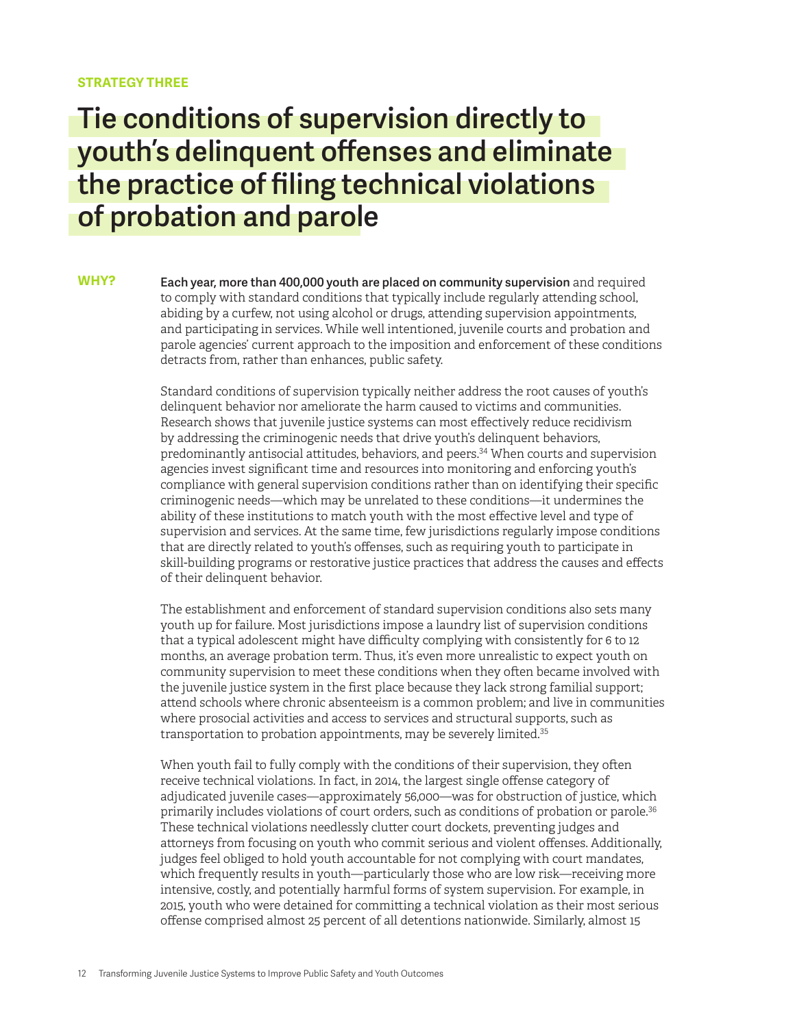STRATEGY THREE

# Tie conditions of supervision directly to youth's delinquent offenses and eliminate the practice of filing technical violations of probation and parole

**WHY?**

**Each year, more than 400,000 youth are placed on community supervision** and required to comply with standard conditions that typically include regularly attending school, abiding by a curfew, not using alcohol or drugs, attending supervision appointments, and participating in services. While well intentioned, juvenile courts and probation and parole agencies' current approach to the imposition and enforcement of these conditions detracts from, rather than enhances, public safety.

Standard conditions of supervision typically neither address the root causes of youth's delinquent behavior nor ameliorate the harm caused to victims and communities. Research shows that juvenile justice systems can most effectively reduce recidivism by addressing the criminogenic needs that drive youth's delinquent behaviors, predominantly antisocial attitudes, behaviors, and peers.[34] When courts and supervision agencies invest significant time and resources into monitoring and enforcing youth's compliance with general supervision conditions rather than on identifying their specific criminogenic needs—which may be unrelated to these conditions—it undermines the ability of these institutions to match youth with the most effective level and type of supervision and services. At the same time, few jurisdictions regularly impose conditions that are directly related to youth's offenses, such as requiring youth to participate in skill-building programs or restorative justice practices that address the causes and effects of their delinquent behavior.

The establishment and enforcement of standard supervision conditions also sets many youth up for failure. Most jurisdictions impose a laundry list of supervision conditions that a typical adolescent might have difficulty complying with consistently for 6 to 12 months, an average probation term. Thus, it's even more unrealistic to expect youth on community supervision to meet these conditions when they often became involved with the juvenile justice system in the first place because they lack strong familial support; attend schools where chronic absenteeism is a common problem; and live in communities where prosocial activities and access to services and structural supports, such as transportation to probation appointments, may be severely limited.[35]

When youth fail to fully comply with the conditions of their supervision, they often receive technical violations. In fact, in 2014, the largest single offense category of adjudicated juvenile cases—approximately 56,000—was for obstruction of justice, which primarily includes violations of court orders, such as conditions of probation or parole.[36] These technical violations needlessly clutter court dockets, preventing judges and attorneys from focusing on youth who commit serious and violent offenses. Additionally, judges feel obliged to hold youth accountable for not complying with court mandates, which frequently results in youth—particularly those who are low risk—receiving more intensive, costly, and potentially harmful forms of system supervision. For example, in 2015, youth who were detained for committing a technical violation as their most serious offense comprised almost 25 percent of all detentions nationwide. Similarly, almost 15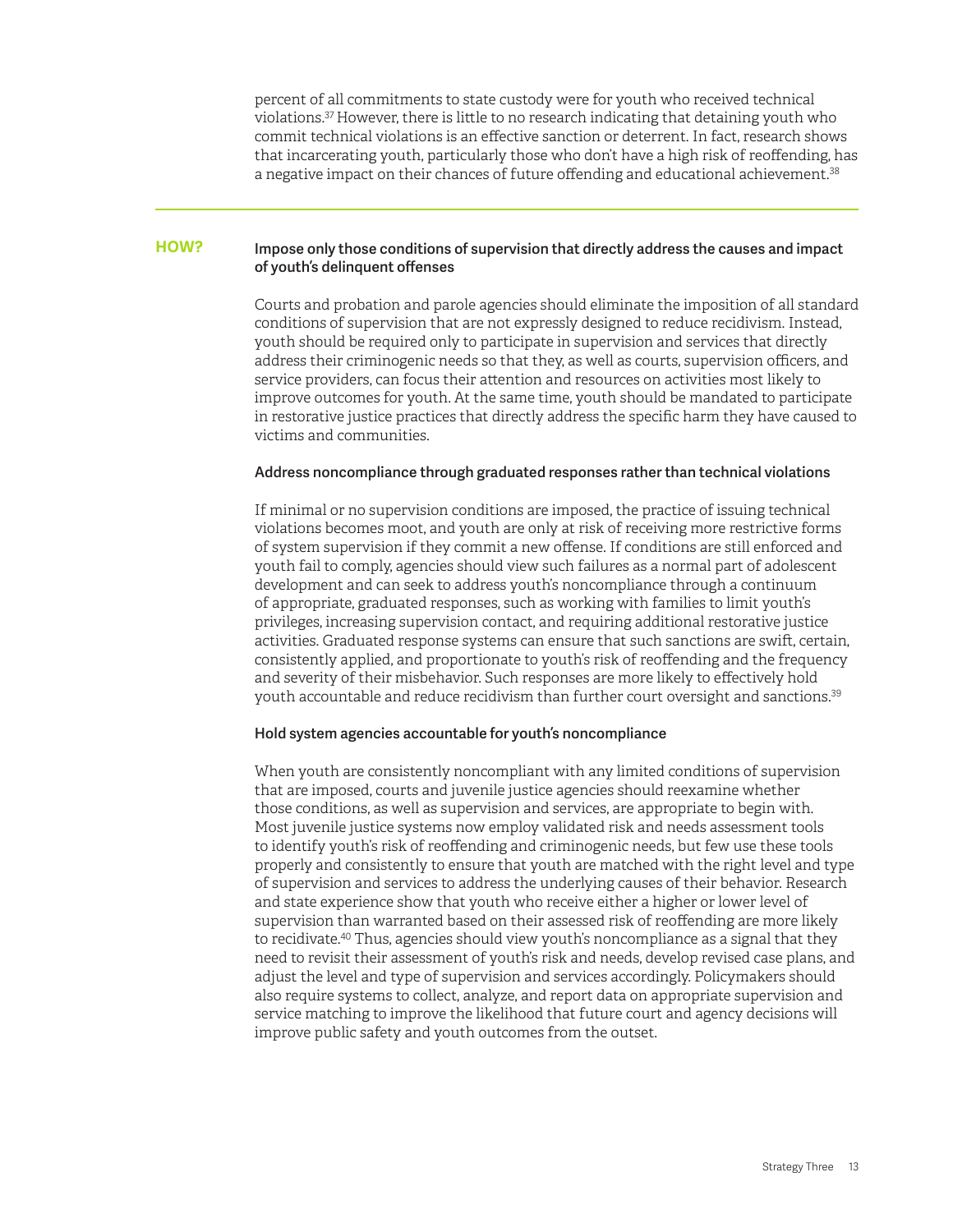percent of all commitments to state custody were for youth who received technical violations.[37] However, there is little to no research indicating that detaining youth who commit technical violations is an effective sanction or deterrent. In fact, research shows that incarcerating youth, particularly those who don't have a high risk of reoffending, has a negative impact on their chances of future offending and educational achievement.[38]

---

## HOW?

### Impose only those conditions of supervision that directly address the causes and impact of youth's delinquent offenses

Courts and probation and parole agencies should eliminate the imposition of all standard conditions of supervision that are not expressly designed to reduce recidivism. Instead, youth should be required only to participate in supervision and services that directly address their criminogenic needs so that they, as well as courts, supervision officers, and service providers, can focus their attention and resources on activities most likely to improve outcomes for youth. At the same time, youth should be mandated to participate in restorative justice practices that directly address the specific harm they have caused to victims and communities.

### Address noncompliance through graduated responses rather than technical violations

If minimal or no supervision conditions are imposed, the practice of issuing technical violations becomes moot, and youth are only at risk of receiving more restrictive forms of system supervision if they commit a new offense. If conditions are still enforced and youth fail to comply, agencies should view such failures as a normal part of adolescent development and can seek to address youth's noncompliance through a continuum of appropriate, graduated responses, such as working with families to limit youth's privileges, increasing supervision contact, and requiring additional restorative justice activities. Graduated response systems can ensure that such sanctions are swift, certain, consistently applied, and proportionate to youth's risk of reoffending and the frequency and severity of their misbehavior. Such responses are more likely to effectively hold youth accountable and reduce recidivism than further court oversight and sanctions.[39]

### Hold system agencies accountable for youth's noncompliance

When youth are consistently noncompliant with any limited conditions of supervision that are imposed, courts and juvenile justice agencies should reexamine whether those conditions, as well as supervision and services, are appropriate to begin with. Most juvenile justice systems now employ validated risk and needs assessment tools to identify youth's risk of reoffending and criminogenic needs, but few use these tools properly and consistently to ensure that youth are matched with the right level and type of supervision and services to address the underlying causes of their behavior. Research and state experience show that youth who receive either a higher or lower level of supervision than warranted based on their assessed risk of reoffending are more likely to recidivate.[40] Thus, agencies should view youth's noncompliance as a signal that they need to revisit their assessment of youth's risk and needs, develop revised case plans, and adjust the level and type of supervision and services accordingly. Policymakers should also require systems to collect, analyze, and report data on appropriate supervision and service matching to improve the likelihood that future court and agency decisions will improve public safety and youth outcomes from the outset.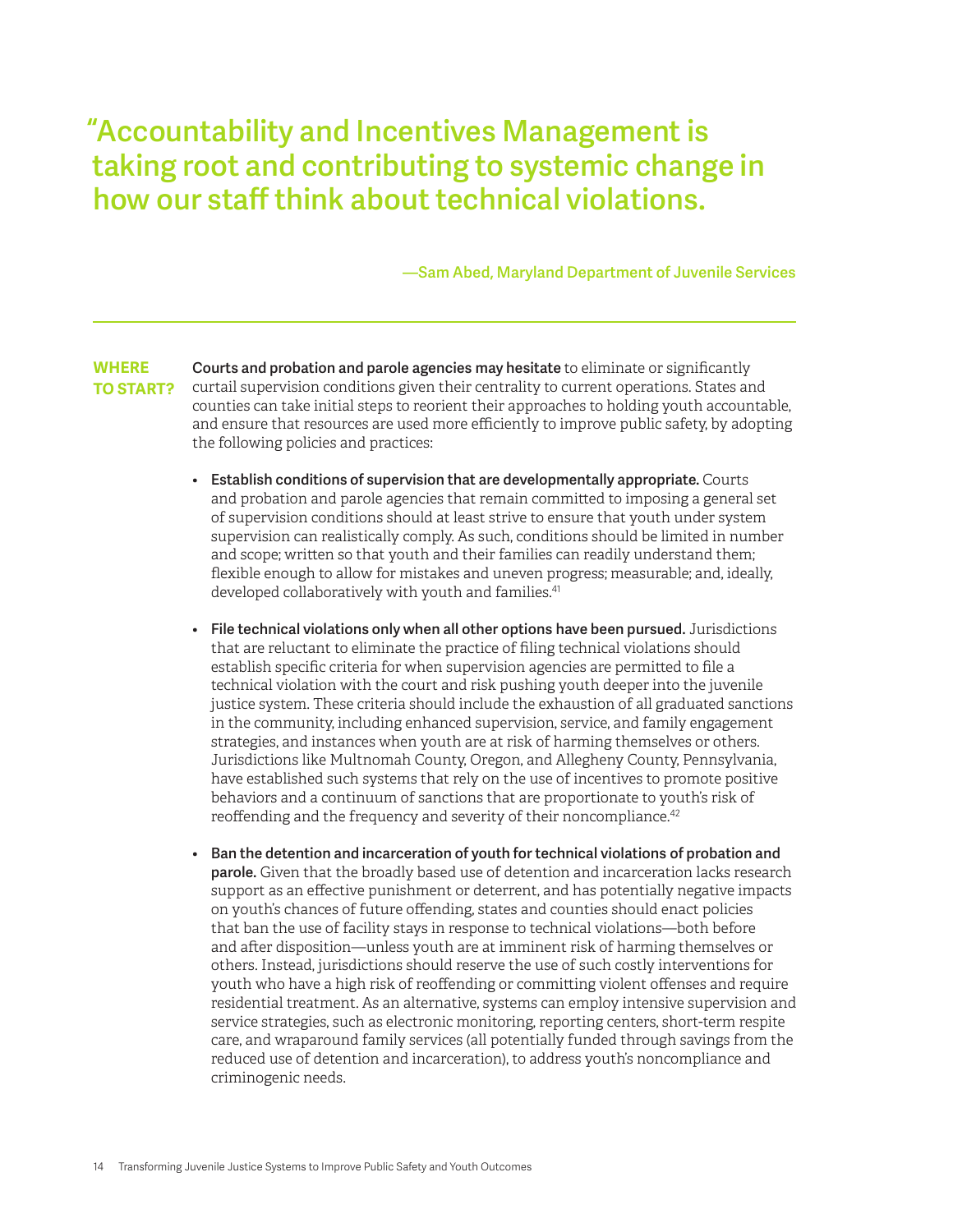> "Accountability and Incentives Management is taking root and contributing to systemic change in how our staff think about technical violations.
>
> —Sam Abed, Maryland Department of Juvenile Services

---

**WHERE TO START?**

**Courts and probation and parole agencies may hesitate** to eliminate or significantly curtail supervision conditions given their centrality to current operations. States and counties can take initial steps to reorient their approaches to holding youth accountable, and ensure that resources are used more efficiently to improve public safety, by adopting the following policies and practices:

- **Establish conditions of supervision that are developmentally appropriate.** Courts and probation and parole agencies that remain committed to imposing a general set of supervision conditions should at least strive to ensure that youth under system supervision can realistically comply. As such, conditions should be limited in number and scope; written so that youth and their families can readily understand them; flexible enough to allow for mistakes and uneven progress; measurable; and, ideally, developed collaboratively with youth and families.[41]

- **File technical violations only when all other options have been pursued.** Jurisdictions that are reluctant to eliminate the practice of filing technical violations should establish specific criteria for when supervision agencies are permitted to file a technical violation with the court and risk pushing youth deeper into the juvenile justice system. These criteria should include the exhaustion of all graduated sanctions in the community, including enhanced supervision, service, and family engagement strategies, and instances when youth are at risk of harming themselves or others. Jurisdictions like Multnomah County, Oregon, and Allegheny County, Pennsylvania, have established such systems that rely on the use of incentives to promote positive behaviors and a continuum of sanctions that are proportionate to youth's risk of reoffending and the frequency and severity of their noncompliance.[42]

- **Ban the detention and incarceration of youth for technical violations of probation and parole.** Given that the broadly based use of detention and incarceration lacks research support as an effective punishment or deterrent, and has potentially negative impacts on youth's chances of future offending, states and counties should enact policies that ban the use of facility stays in response to technical violations—both before and after disposition—unless youth are at imminent risk of harming themselves or others. Instead, jurisdictions should reserve the use of such costly interventions for youth who have a high risk of reoffending or committing violent offenses and require residential treatment. As an alternative, systems can employ intensive supervision and service strategies, such as electronic monitoring, reporting centers, short-term respite care, and wraparound family services (all potentially funded through savings from the reduced use of detention and incarceration), to address youth's noncompliance and criminogenic needs.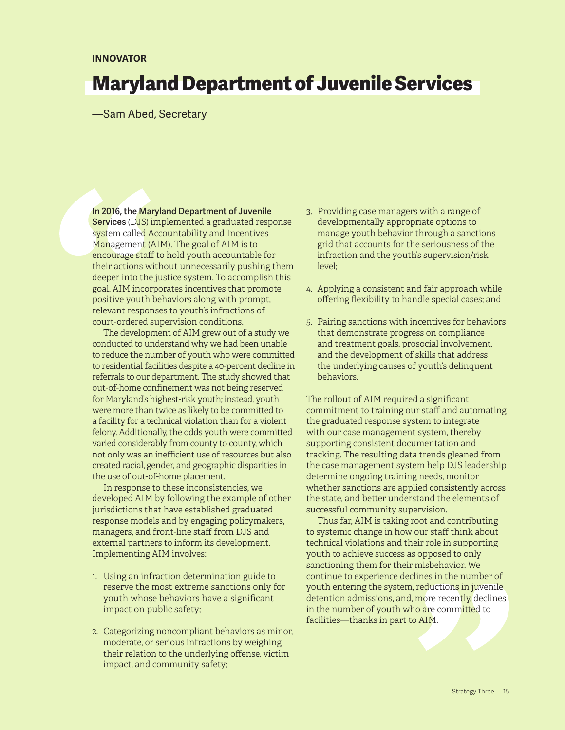**INNOVATOR**

# Maryland Department of Juvenile Services

—Sam Abed, Secretary

**In 2016, the Maryland Department of Juvenile Services** (DJS) implemented a graduated response system called Accountability and Incentives Management (AIM). The goal of AIM is to encourage staff to hold youth accountable for their actions without unnecessarily pushing them deeper into the justice system. To accomplish this goal, AIM incorporates incentives that promote positive youth behaviors along with prompt, relevant responses to youth's infractions of court-ordered supervision conditions.

The development of AIM grew out of a study we conducted to understand why we had been unable to reduce the number of youth who were committed to residential facilities despite a 40-percent decline in referrals to our department. The study showed that out-of-home confinement was not being reserved for Maryland's highest-risk youth; instead, youth were more than twice as likely to be committed to a facility for a technical violation than for a violent felony. Additionally, the odds youth were committed varied considerably from county to county, which not only was an inefficient use of resources but also created racial, gender, and geographic disparities in the use of out-of-home placement.

In response to these inconsistencies, we developed AIM by following the example of other jurisdictions that have established graduated response models and by engaging policymakers, managers, and front-line staff from DJS and external partners to inform its development. Implementing AIM involves:

1. Using an infraction determination guide to reserve the most extreme sanctions only for youth whose behaviors have a significant impact on public safety;
2. Categorizing noncompliant behaviors as minor, moderate, or serious infractions by weighing their relation to the underlying offense, victim impact, and community safety;
3. Providing case managers with a range of developmentally appropriate options to manage youth behavior through a sanctions grid that accounts for the seriousness of the infraction and the youth's supervision/risk level;
4. Applying a consistent and fair approach while offering flexibility to handle special cases; and
5. Pairing sanctions with incentives for behaviors that demonstrate progress on compliance and treatment goals, prosocial involvement, and the development of skills that address the underlying causes of youth's delinquent behaviors.

The rollout of AIM required a significant commitment to training our staff and automating the graduated response system to integrate with our case management system, thereby supporting consistent documentation and tracking. The resulting data trends gleaned from the case management system help DJS leadership determine ongoing training needs, monitor whether sanctions are applied consistently across the state, and better understand the elements of successful community supervision.

Thus far, AIM is taking root and contributing to systemic change in how our staff think about technical violations and their role in supporting youth to achieve success as opposed to only sanctioning them for their misbehavior. We continue to experience declines in the number of youth entering the system, reductions in juvenile detention admissions, and, more recently, declines in the number of youth who are committed to facilities—thanks in part to AIM.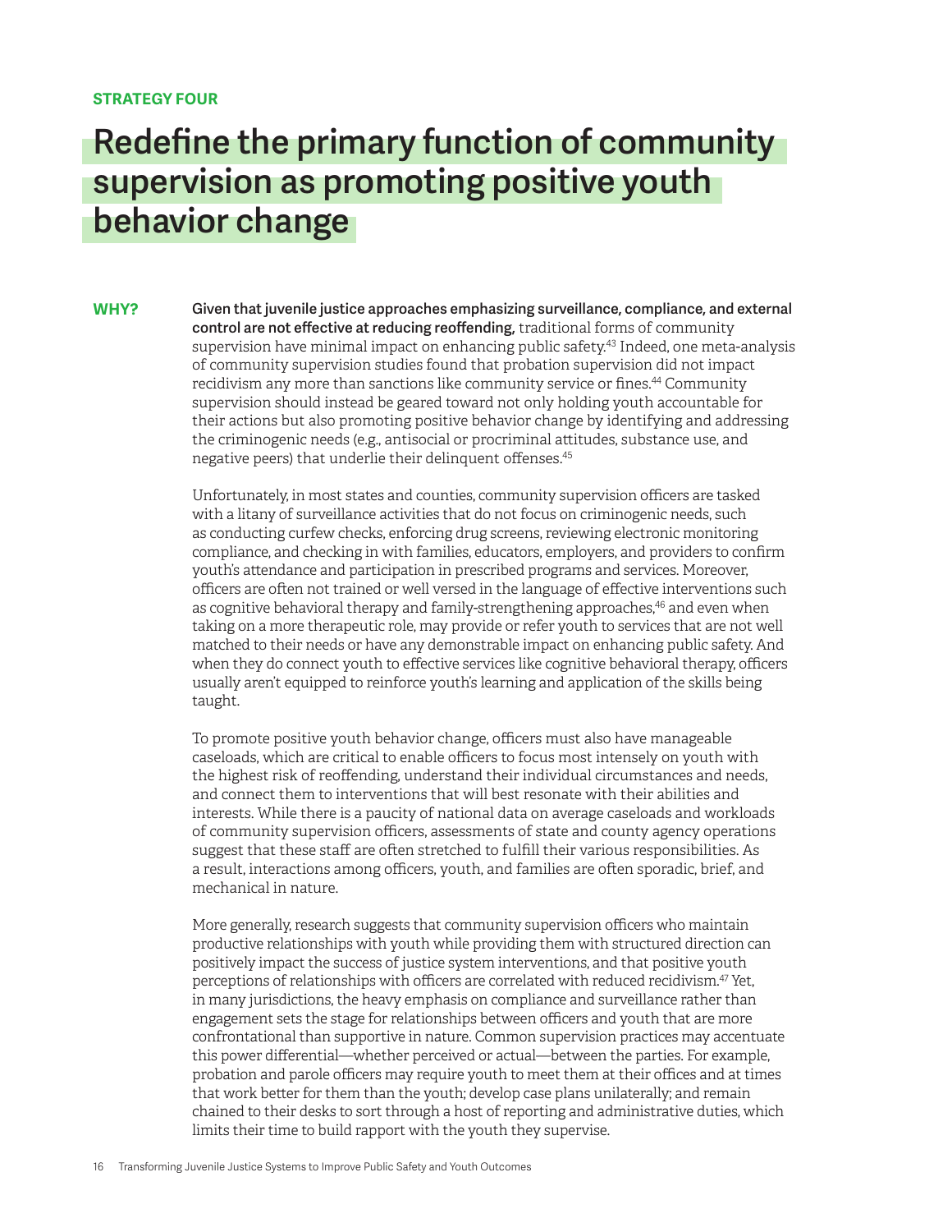**STRATEGY FOUR**

# Redefine the primary function of community supervision as promoting positive youth behavior change

**WHY?**

**Given that juvenile justice approaches emphasizing surveillance, compliance, and external control are not effective at reducing reoffending,** traditional forms of community supervision have minimal impact on enhancing public safety.[43] Indeed, one meta-analysis of community supervision studies found that probation supervision did not impact recidivism any more than sanctions like community service or fines.[44] Community supervision should instead be geared toward not only holding youth accountable for their actions but also promoting positive behavior change by identifying and addressing the criminogenic needs (e.g., antisocial or procriminal attitudes, substance use, and negative peers) that underlie their delinquent offenses.[45]

Unfortunately, in most states and counties, community supervision officers are tasked with a litany of surveillance activities that do not focus on criminogenic needs, such as conducting curfew checks, enforcing drug screens, reviewing electronic monitoring compliance, and checking in with families, educators, employers, and providers to confirm youth's attendance and participation in prescribed programs and services. Moreover, officers are often not trained or well versed in the language of effective interventions such as cognitive behavioral therapy and family-strengthening approaches,[46] and even when taking on a more therapeutic role, may provide or refer youth to services that are not well matched to their needs or have any demonstrable impact on enhancing public safety. And when they do connect youth to effective services like cognitive behavioral therapy, officers usually aren't equipped to reinforce youth's learning and application of the skills being taught.

To promote positive youth behavior change, officers must also have manageable caseloads, which are critical to enable officers to focus most intensely on youth with the highest risk of reoffending, understand their individual circumstances and needs, and connect them to interventions that will best resonate with their abilities and interests. While there is a paucity of national data on average caseloads and workloads of community supervision officers, assessments of state and county agency operations suggest that these staff are often stretched to fulfill their various responsibilities. As a result, interactions among officers, youth, and families are often sporadic, brief, and mechanical in nature.

More generally, research suggests that community supervision officers who maintain productive relationships with youth while providing them with structured direction can positively impact the success of justice system interventions, and that positive youth perceptions of relationships with officers are correlated with reduced recidivism.[47] Yet, in many jurisdictions, the heavy emphasis on compliance and surveillance rather than engagement sets the stage for relationships between officers and youth that are more confrontational than supportive in nature. Common supervision practices may accentuate this power differential—whether perceived or actual—between the parties. For example, probation and parole officers may require youth to meet them at their offices and at times that work better for them than the youth; develop case plans unilaterally; and remain chained to their desks to sort through a host of reporting and administrative duties, which limits their time to build rapport with the youth they supervise.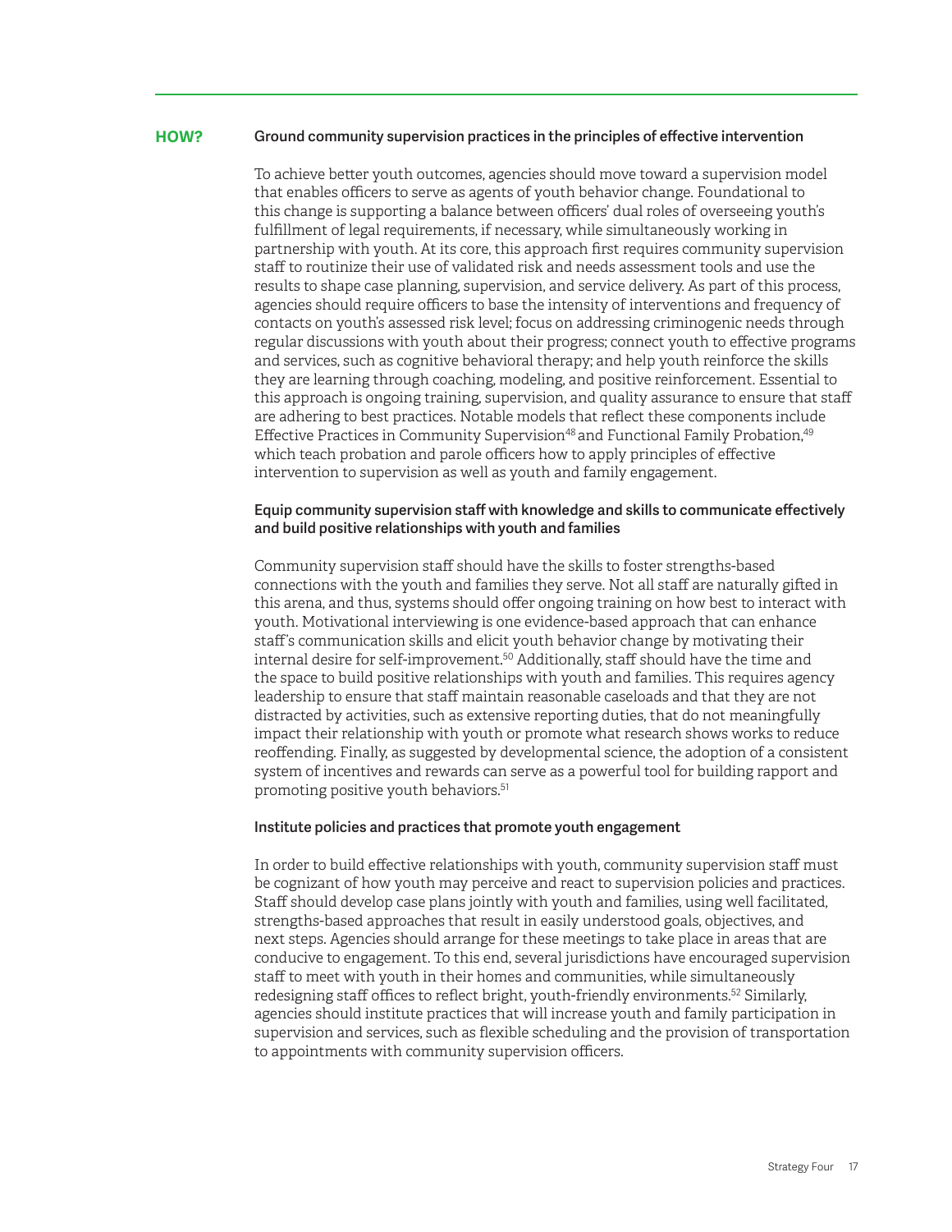## HOW?

### Ground community supervision practices in the principles of effective intervention

To achieve better youth outcomes, agencies should move toward a supervision model that enables officers to serve as agents of youth behavior change. Foundational to this change is supporting a balance between officers' dual roles of overseeing youth's fulfillment of legal requirements, if necessary, while simultaneously working in partnership with youth. At its core, this approach first requires community supervision staff to routinize their use of validated risk and needs assessment tools and use the results to shape case planning, supervision, and service delivery. As part of this process, agencies should require officers to base the intensity of interventions and frequency of contacts on youth's assessed risk level; focus on addressing criminogenic needs through regular discussions with youth about their progress; connect youth to effective programs and services, such as cognitive behavioral therapy; and help youth reinforce the skills they are learning through coaching, modeling, and positive reinforcement. Essential to this approach is ongoing training, supervision, and quality assurance to ensure that staff are adhering to best practices. Notable models that reflect these components include Effective Practices in Community Supervision[48] and Functional Family Probation,[49] which teach probation and parole officers how to apply principles of effective intervention to supervision as well as youth and family engagement.

### Equip community supervision staff with knowledge and skills to communicate effectively and build positive relationships with youth and families

Community supervision staff should have the skills to foster strengths-based connections with the youth and families they serve. Not all staff are naturally gifted in this arena, and thus, systems should offer ongoing training on how best to interact with youth. Motivational interviewing is one evidence-based approach that can enhance staff's communication skills and elicit youth behavior change by motivating their internal desire for self-improvement.[50] Additionally, staff should have the time and the space to build positive relationships with youth and families. This requires agency leadership to ensure that staff maintain reasonable caseloads and that they are not distracted by activities, such as extensive reporting duties, that do not meaningfully impact their relationship with youth or promote what research shows works to reduce reoffending. Finally, as suggested by developmental science, the adoption of a consistent system of incentives and rewards can serve as a powerful tool for building rapport and promoting positive youth behaviors.[51]

### Institute policies and practices that promote youth engagement

In order to build effective relationships with youth, community supervision staff must be cognizant of how youth may perceive and react to supervision policies and practices. Staff should develop case plans jointly with youth and families, using well facilitated, strengths-based approaches that result in easily understood goals, objectives, and next steps. Agencies should arrange for these meetings to take place in areas that are conducive to engagement. To this end, several jurisdictions have encouraged supervision staff to meet with youth in their homes and communities, while simultaneously redesigning staff offices to reflect bright, youth-friendly environments.[52] Similarly, agencies should institute practices that will increase youth and family participation in supervision and services, such as flexible scheduling and the provision of transportation to appointments with community supervision officers.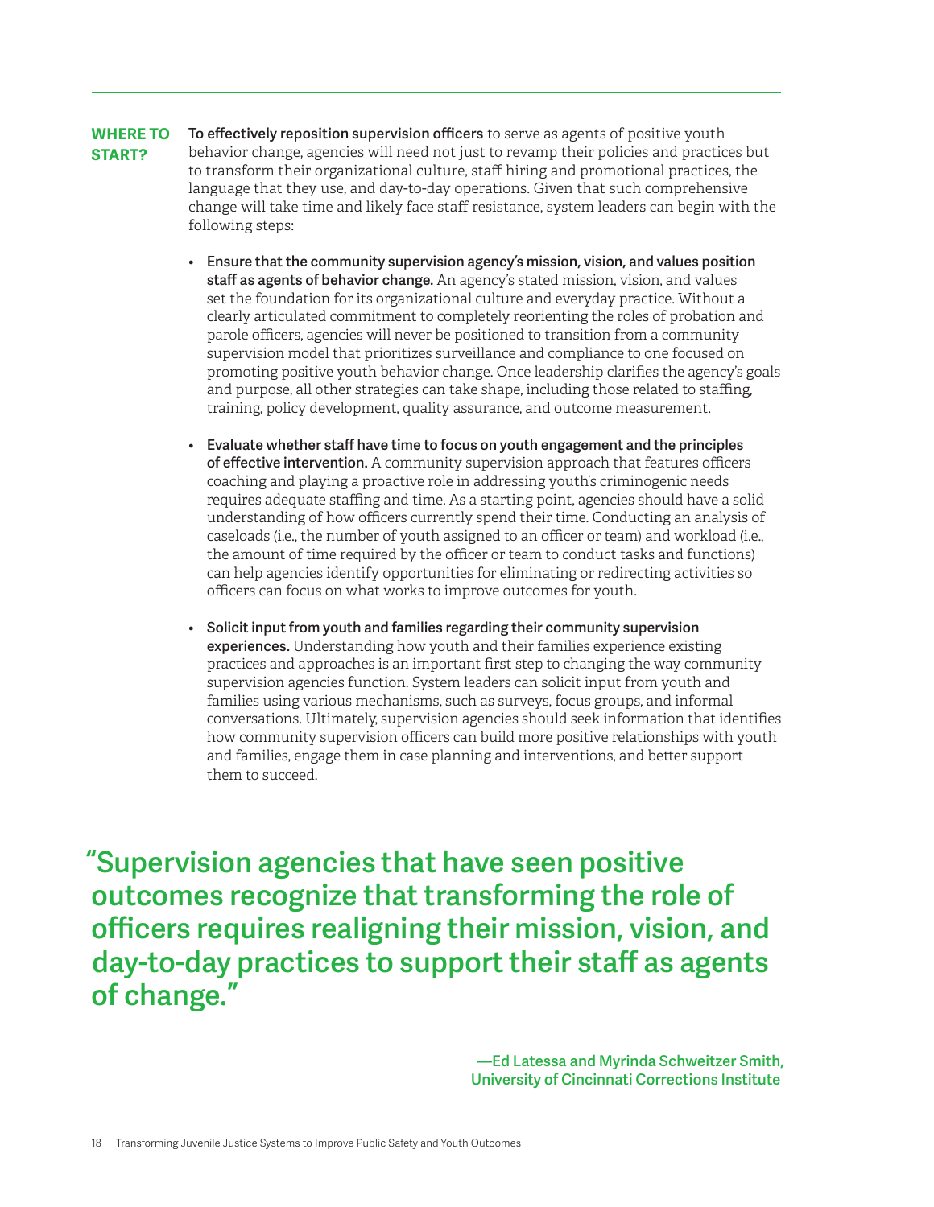## WHERE TO START?

**To effectively reposition supervision officers** to serve as agents of positive youth behavior change, agencies will need not just to revamp their policies and practices but to transform their organizational culture, staff hiring and promotional practices, the language that they use, and day-to-day operations. Given that such comprehensive change will take time and likely face staff resistance, system leaders can begin with the following steps:

- **Ensure that the community supervision agency's mission, vision, and values position staff as agents of behavior change.** An agency's stated mission, vision, and values set the foundation for its organizational culture and everyday practice. Without a clearly articulated commitment to completely reorienting the roles of probation and parole officers, agencies will never be positioned to transition from a community supervision model that prioritizes surveillance and compliance to one focused on promoting positive youth behavior change. Once leadership clarifies the agency's goals and purpose, all other strategies can take shape, including those related to staffing, training, policy development, quality assurance, and outcome measurement.

- **Evaluate whether staff have time to focus on youth engagement and the principles of effective intervention.** A community supervision approach that features officers coaching and playing a proactive role in addressing youth's criminogenic needs requires adequate staffing and time. As a starting point, agencies should have a solid understanding of how officers currently spend their time. Conducting an analysis of caseloads (i.e., the number of youth assigned to an officer or team) and workload (i.e., the amount of time required by the officer or team to conduct tasks and functions) can help agencies identify opportunities for eliminating or redirecting activities so officers can focus on what works to improve outcomes for youth.

- **Solicit input from youth and families regarding their community supervision experiences.** Understanding how youth and their families experience existing practices and approaches is an important first step to changing the way community supervision agencies function. System leaders can solicit input from youth and families using various mechanisms, such as surveys, focus groups, and informal conversations. Ultimately, supervision agencies should seek information that identifies how community supervision officers can build more positive relationships with youth and families, engage them in case planning and interventions, and better support them to succeed.

> **"Supervision agencies that have seen positive outcomes recognize that transforming the role of officers requires realigning their mission, vision, and day-to-day practices to support their staff as agents of change."**
>
> **—Ed Latessa and Myrinda Schweitzer Smith, University of Cincinnati Corrections Institute**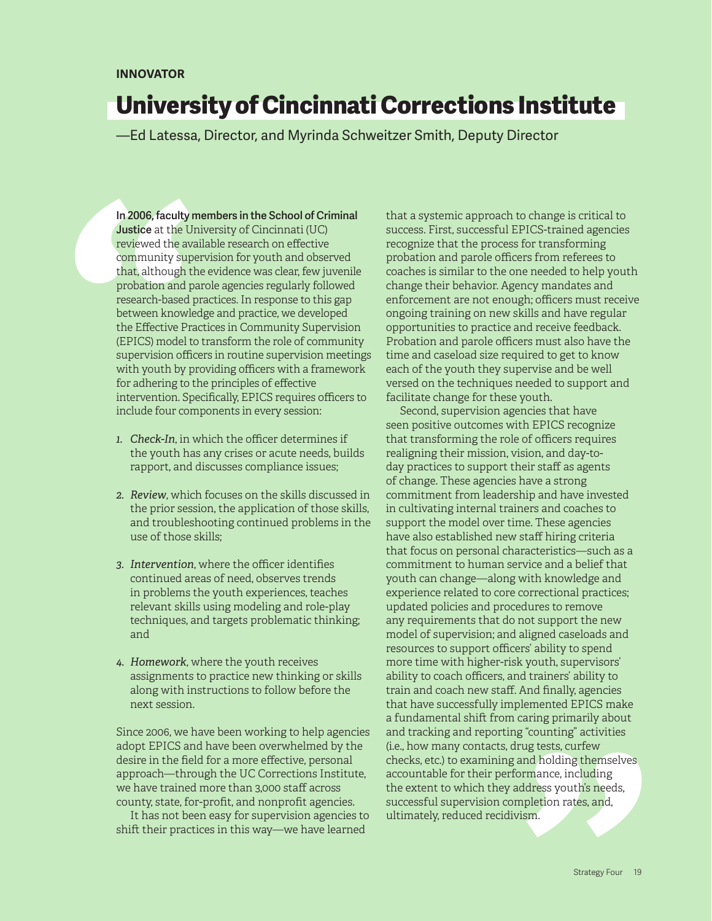**INNOVATOR**

# University of Cincinnati Corrections Institute

—Ed Latessa, Director, and Myrinda Schweitzer Smith, Deputy Director

**In 2006, faculty members in the School of Criminal Justice** at the University of Cincinnati (UC) reviewed the available research on effective community supervision for youth and observed that, although the evidence was clear, few juvenile probation and parole agencies regularly followed research-based practices. In response to this gap between knowledge and practice, we developed the Effective Practices in Community Supervision (EPICS) model to transform the role of community supervision officers in routine supervision meetings with youth by providing officers with a framework for adhering to the principles of effective intervention. Specifically, EPICS requires officers to include four components in every session:

1. *Check-In*, in which the officer determines if the youth has any crises or acute needs, builds rapport, and discusses compliance issues;
2. *Review*, which focuses on the skills discussed in the prior session, the application of those skills, and troubleshooting continued problems in the use of those skills;
3. *Intervention*, where the officer identifies continued areas of need, observes trends in problems the youth experiences, teaches relevant skills using modeling and role-play techniques, and targets problematic thinking; and
4. *Homework*, where the youth receives assignments to practice new thinking or skills along with instructions to follow before the next session.

Since 2006, we have been working to help agencies adopt EPICS and have been overwhelmed by the desire in the field for a more effective, personal approach—through the UC Corrections Institute, we have trained more than 3,000 staff across county, state, for-profit, and nonprofit agencies.

It has not been easy for supervision agencies to shift their practices in this way—we have learned that a systemic approach to change is critical to success. First, successful EPICS-trained agencies recognize that the process for transforming probation and parole officers from referees to coaches is similar to the one needed to help youth change their behavior. Agency mandates and enforcement are not enough; officers must receive ongoing training on new skills and have regular opportunities to practice and receive feedback. Probation and parole officers must also have the time and caseload size required to get to know each of the youth they supervise and be well versed on the techniques needed to support and facilitate change for these youth.

Second, supervision agencies that have seen positive outcomes with EPICS recognize that transforming the role of officers requires realigning their mission, vision, and day-to-day practices to support their staff as agents of change. These agencies have a strong commitment from leadership and have invested in cultivating internal trainers and coaches to support the model over time. These agencies have also established new staff hiring criteria that focus on personal characteristics—such as a commitment to human service and a belief that youth can change—along with knowledge and experience related to core correctional practices; updated policies and procedures to remove any requirements that do not support the new model of supervision; and aligned caseloads and resources to support officers' ability to spend more time with higher-risk youth, supervisors' ability to coach officers, and trainers' ability to train and coach new staff. And finally, agencies that have successfully implemented EPICS make a fundamental shift from caring primarily about and tracking and reporting "counting" activities (i.e., how many contacts, drug tests, curfew checks, etc.) to examining and holding themselves accountable for their performance, including the extent to which they address youth's needs, successful supervision completion rates, and, ultimately, reduced recidivism.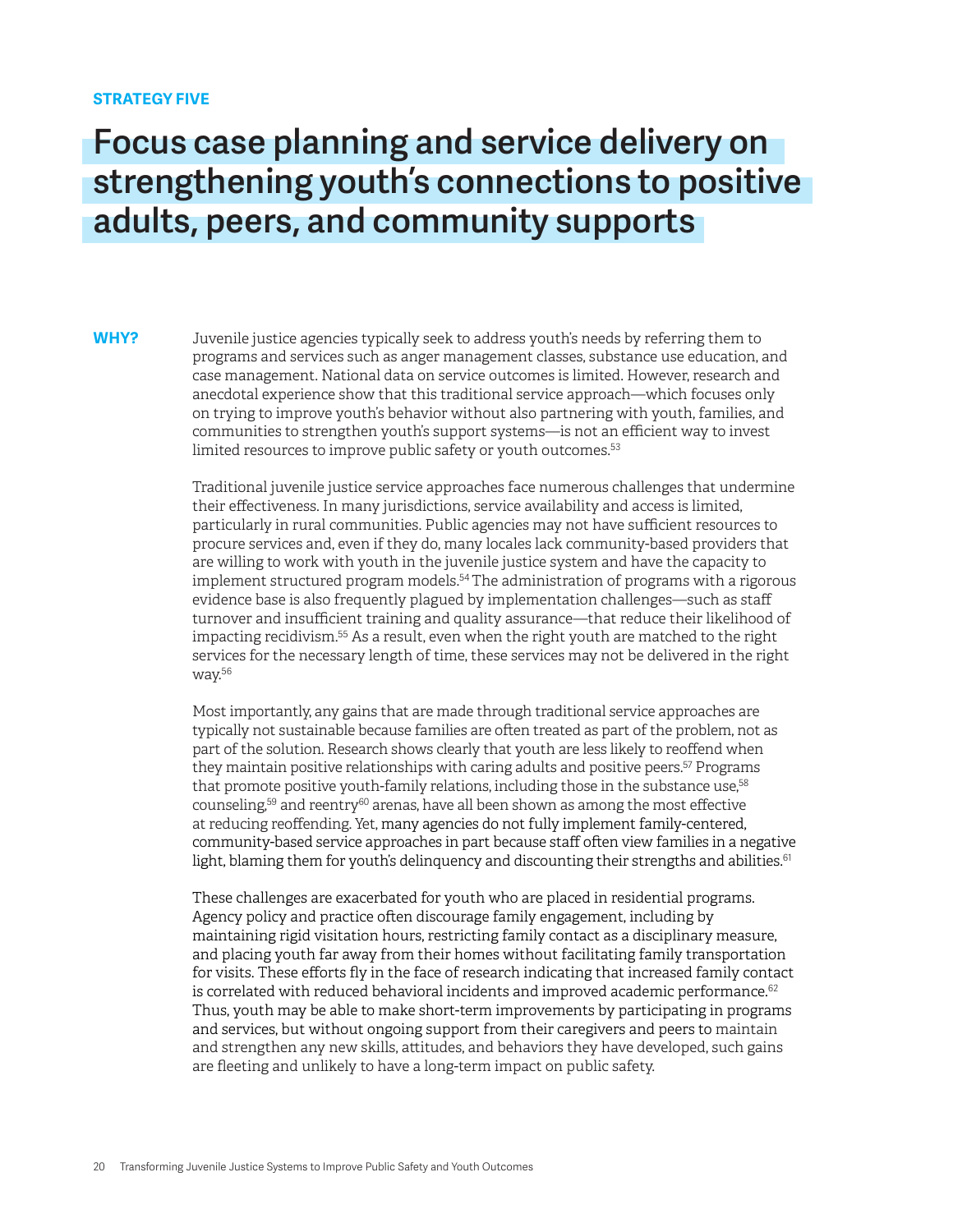**STRATEGY FIVE**

# Focus case planning and service delivery on strengthening youth's connections to positive adults, peers, and community supports

**WHY?**

Juvenile justice agencies typically seek to address youth's needs by referring them to programs and services such as anger management classes, substance use education, and case management. National data on service outcomes is limited. However, research and anecdotal experience show that this traditional service approach—which focuses only on trying to improve youth's behavior without also partnering with youth, families, and communities to strengthen youth's support systems—is not an efficient way to invest limited resources to improve public safety or youth outcomes.[53]

Traditional juvenile justice service approaches face numerous challenges that undermine their effectiveness. In many jurisdictions, service availability and access is limited, particularly in rural communities. Public agencies may not have sufficient resources to procure services and, even if they do, many locales lack community-based providers that are willing to work with youth in the juvenile justice system and have the capacity to implement structured program models.[54] The administration of programs with a rigorous evidence base is also frequently plagued by implementation challenges—such as staff turnover and insufficient training and quality assurance—that reduce their likelihood of impacting recidivism.[55] As a result, even when the right youth are matched to the right services for the necessary length of time, these services may not be delivered in the right way.[56]

Most importantly, any gains that are made through traditional service approaches are typically not sustainable because families are often treated as part of the problem, not as part of the solution. Research shows clearly that youth are less likely to reoffend when they maintain positive relationships with caring adults and positive peers.[57] Programs that promote positive youth-family relations, including those in the substance use,[58] counseling,[59] and reentry[60] arenas, have all been shown as among the most effective at reducing reoffending. Yet, many agencies do not fully implement family-centered, community-based service approaches in part because staff often view families in a negative light, blaming them for youth's delinquency and discounting their strengths and abilities.[61]

These challenges are exacerbated for youth who are placed in residential programs. Agency policy and practice often discourage family engagement, including by maintaining rigid visitation hours, restricting family contact as a disciplinary measure, and placing youth far away from their homes without facilitating family transportation for visits. These efforts fly in the face of research indicating that increased family contact is correlated with reduced behavioral incidents and improved academic performance.[62] Thus, youth may be able to make short-term improvements by participating in programs and services, but without ongoing support from their caregivers and peers to maintain and strengthen any new skills, attitudes, and behaviors they have developed, such gains are fleeting and unlikely to have a long-term impact on public safety.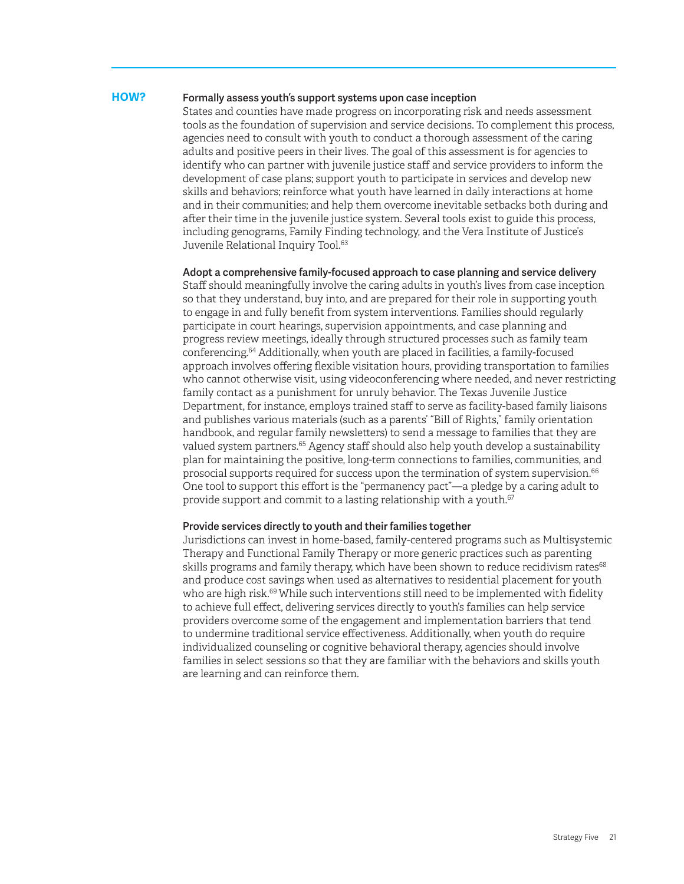## HOW?

### Formally assess youth's support systems upon case inception

States and counties have made progress on incorporating risk and needs assessment tools as the foundation of supervision and service decisions. To complement this process, agencies need to consult with youth to conduct a thorough assessment of the caring adults and positive peers in their lives. The goal of this assessment is for agencies to identify who can partner with juvenile justice staff and service providers to inform the development of case plans; support youth to participate in services and develop new skills and behaviors; reinforce what youth have learned in daily interactions at home and in their communities; and help them overcome inevitable setbacks both during and after their time in the juvenile justice system. Several tools exist to guide this process, including genograms, Family Finding technology, and the Vera Institute of Justice's Juvenile Relational Inquiry Tool.[63]

### Adopt a comprehensive family-focused approach to case planning and service delivery

Staff should meaningfully involve the caring adults in youth's lives from case inception so that they understand, buy into, and are prepared for their role in supporting youth to engage in and fully benefit from system interventions. Families should regularly participate in court hearings, supervision appointments, and case planning and progress review meetings, ideally through structured processes such as family team conferencing.[64] Additionally, when youth are placed in facilities, a family-focused approach involves offering flexible visitation hours, providing transportation to families who cannot otherwise visit, using videoconferencing where needed, and never restricting family contact as a punishment for unruly behavior. The Texas Juvenile Justice Department, for instance, employs trained staff to serve as facility-based family liaisons and publishes various materials (such as a parents' "Bill of Rights," family orientation handbook, and regular family newsletters) to send a message to families that they are valued system partners.[65] Agency staff should also help youth develop a sustainability plan for maintaining the positive, long-term connections to families, communities, and prosocial supports required for success upon the termination of system supervision.[66] One tool to support this effort is the "permanency pact"—a pledge by a caring adult to provide support and commit to a lasting relationship with a youth.[67]

### Provide services directly to youth and their families together

Jurisdictions can invest in home-based, family-centered programs such as Multisystemic Therapy and Functional Family Therapy or more generic practices such as parenting skills programs and family therapy, which have been shown to reduce recidivism rates[68] and produce cost savings when used as alternatives to residential placement for youth who are high risk.[69] While such interventions still need to be implemented with fidelity to achieve full effect, delivering services directly to youth's families can help service providers overcome some of the engagement and implementation barriers that tend to undermine traditional service effectiveness. Additionally, when youth do require individualized counseling or cognitive behavioral therapy, agencies should involve families in select sessions so that they are familiar with the behaviors and skills youth are learning and can reinforce them.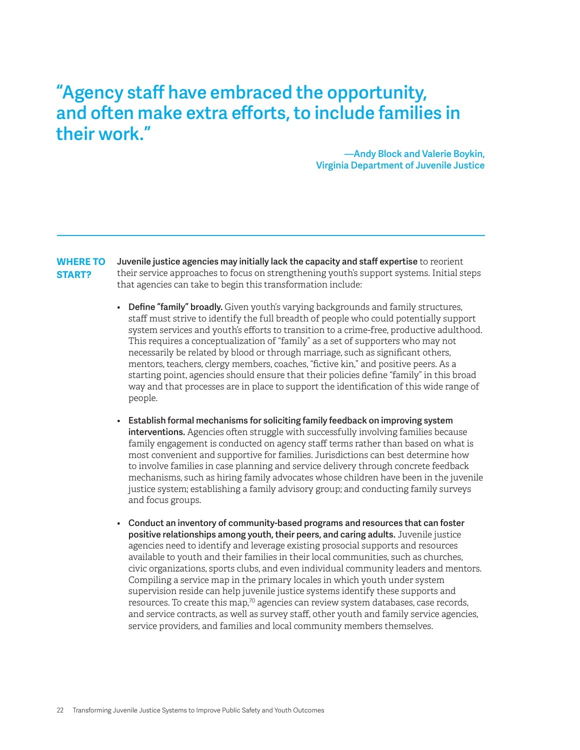> **"Agency staff have embraced the opportunity, and often make extra efforts, to include families in their work."**
>
> **—Andy Block and Valerie Boykin, Virginia Department of Juvenile Justice**

---

## WHERE TO START?

**Juvenile justice agencies may initially lack the capacity and staff expertise** to reorient their service approaches to focus on strengthening youth's support systems. Initial steps that agencies can take to begin this transformation include:

- **Define "family" broadly.** Given youth's varying backgrounds and family structures, staff must strive to identify the full breadth of people who could potentially support system services and youth's efforts to transition to a crime-free, productive adulthood. This requires a conceptualization of "family" as a set of supporters who may not necessarily be related by blood or through marriage, such as significant others, mentors, teachers, clergy members, coaches, "fictive kin," and positive peers. As a starting point, agencies should ensure that their policies define "family" in this broad way and that processes are in place to support the identification of this wide range of people.

- **Establish formal mechanisms for soliciting family feedback on improving system interventions.** Agencies often struggle with successfully involving families because family engagement is conducted on agency staff terms rather than based on what is most convenient and supportive for families. Jurisdictions can best determine how to involve families in case planning and service delivery through concrete feedback mechanisms, such as hiring family advocates whose children have been in the juvenile justice system; establishing a family advisory group; and conducting family surveys and focus groups.

- **Conduct an inventory of community-based programs and resources that can foster positive relationships among youth, their peers, and caring adults.** Juvenile justice agencies need to identify and leverage existing prosocial supports and resources available to youth and their families in their local communities, such as churches, civic organizations, sports clubs, and even individual community leaders and mentors. Compiling a service map in the primary locales in which youth under system supervision reside can help juvenile justice systems identify these supports and resources. To create this map,[70] agencies can review system databases, case records, and service contracts, as well as survey staff, other youth and family service agencies, service providers, and families and local community members themselves.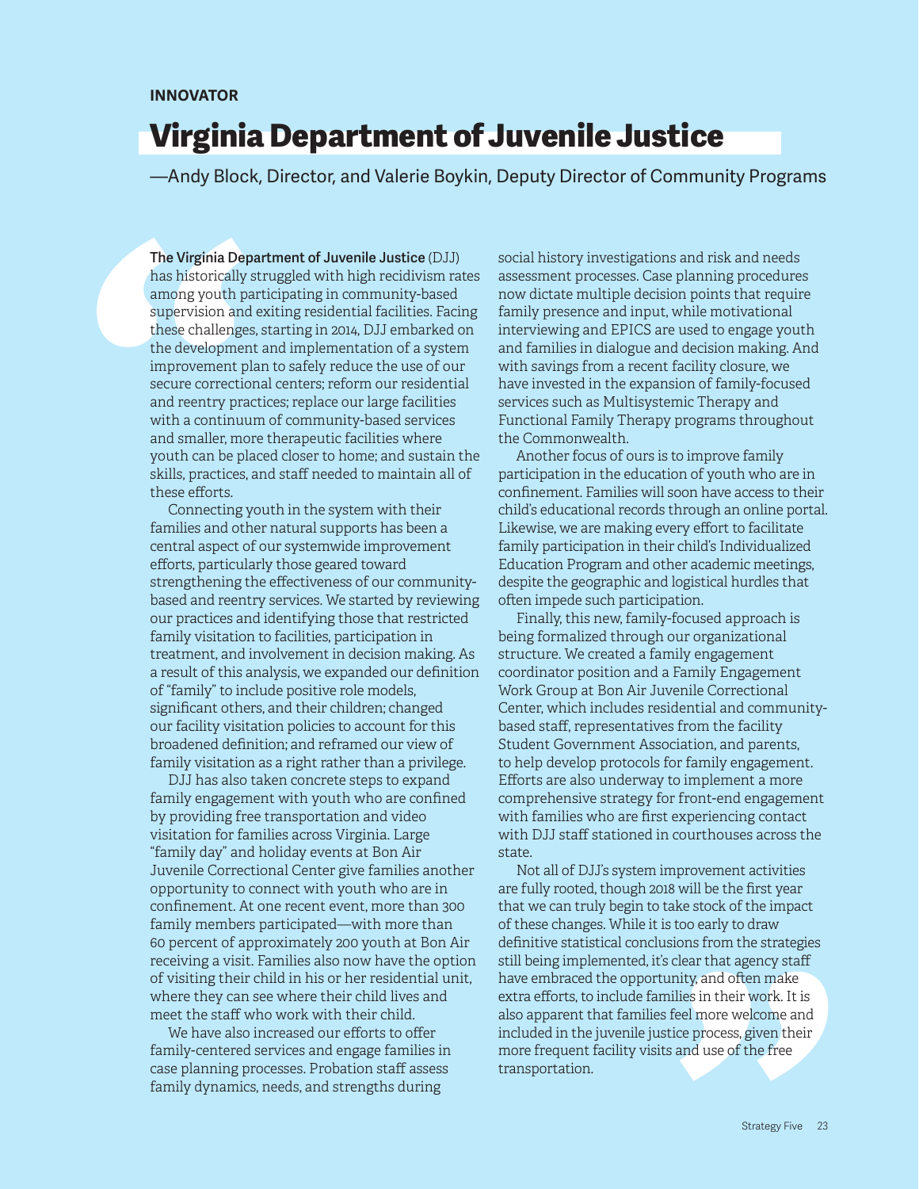**INNOVATOR**

# Virginia Department of Juvenile Justice

—Andy Block, Director, and Valerie Boykin, Deputy Director of Community Programs

**The Virginia Department of Juvenile Justice** (DJJ) has historically struggled with high recidivism rates among youth participating in community-based supervision and exiting residential facilities. Facing these challenges, starting in 2014, DJJ embarked on the development and implementation of a system improvement plan to safely reduce the use of our secure correctional centers; reform our residential and reentry practices; replace our large facilities with a continuum of community-based services and smaller, more therapeutic facilities where youth can be placed closer to home; and sustain the skills, practices, and staff needed to maintain all of these efforts.

Connecting youth in the system with their families and other natural supports has been a central aspect of our systemwide improvement efforts, particularly those geared toward strengthening the effectiveness of our community-based and reentry services. We started by reviewing our practices and identifying those that restricted family visitation to facilities, participation in treatment, and involvement in decision making. As a result of this analysis, we expanded our definition of "family" to include positive role models, significant others, and their children; changed our facility visitation policies to account for this broadened definition; and reframed our view of family visitation as a right rather than a privilege.

DJJ has also taken concrete steps to expand family engagement with youth who are confined by providing free transportation and video visitation for families across Virginia. Large "family day" and holiday events at Bon Air Juvenile Correctional Center give families another opportunity to connect with youth who are in confinement. At one recent event, more than 300 family members participated—with more than 60 percent of approximately 200 youth at Bon Air receiving a visit. Families also now have the option of visiting their child in his or her residential unit, where they can see where their child lives and meet the staff who work with their child.

We have also increased our efforts to offer family-centered services and engage families in case planning processes. Probation staff assess family dynamics, needs, and strengths during social history investigations and risk and needs assessment processes. Case planning procedures now dictate multiple decision points that require family presence and input, while motivational interviewing and EPICS are used to engage youth and families in dialogue and decision making. And with savings from a recent facility closure, we have invested in the expansion of family-focused services such as Multisystemic Therapy and Functional Family Therapy programs throughout the Commonwealth.

Another focus of ours is to improve family participation in the education of youth who are in confinement. Families will soon have access to their child's educational records through an online portal. Likewise, we are making every effort to facilitate family participation in their child's Individualized Education Program and other academic meetings, despite the geographic and logistical hurdles that often impede such participation.

Finally, this new, family-focused approach is being formalized through our organizational structure. We created a family engagement coordinator position and a Family Engagement Work Group at Bon Air Juvenile Correctional Center, which includes residential and community-based staff, representatives from the facility Student Government Association, and parents, to help develop protocols for family engagement. Efforts are also underway to implement a more comprehensive strategy for front-end engagement with families who are first experiencing contact with DJJ staff stationed in courthouses across the state.

Not all of DJJ's system improvement activities are fully rooted, though 2018 will be the first year that we can truly begin to take stock of the impact of these changes. While it is too early to draw definitive statistical conclusions from the strategies still being implemented, it's clear that agency staff have embraced the opportunity, and often make extra efforts, to include families in their work. It is also apparent that families feel more welcome and included in the juvenile justice process, given their more frequent facility visits and use of the free transportation.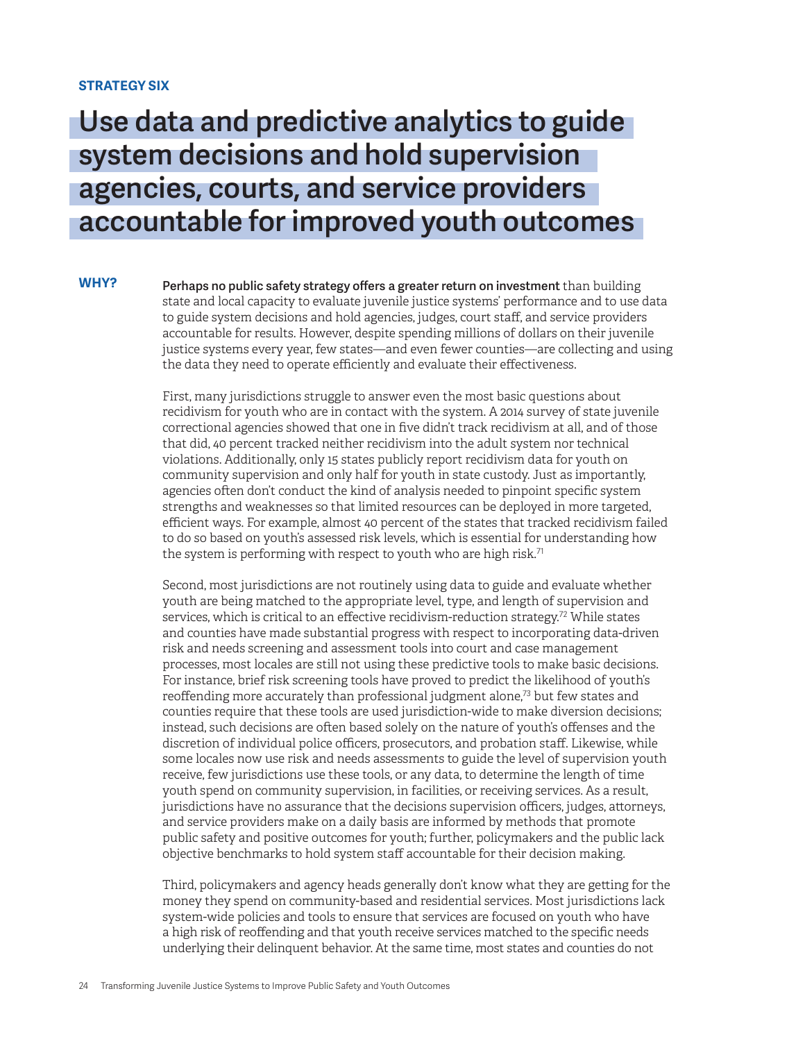**STRATEGY SIX**

# Use data and predictive analytics to guide system decisions and hold supervision agencies, courts, and service providers accountable for improved youth outcomes

**WHY?**

**Perhaps no public safety strategy offers a greater return on investment** than building state and local capacity to evaluate juvenile justice systems' performance and to use data to guide system decisions and hold agencies, judges, court staff, and service providers accountable for results. However, despite spending millions of dollars on their juvenile justice systems every year, few states—and even fewer counties—are collecting and using the data they need to operate efficiently and evaluate their effectiveness.

First, many jurisdictions struggle to answer even the most basic questions about recidivism for youth who are in contact with the system. A 2014 survey of state juvenile correctional agencies showed that one in five didn't track recidivism at all, and of those that did, 40 percent tracked neither recidivism into the adult system nor technical violations. Additionally, only 15 states publicly report recidivism data for youth on community supervision and only half for youth in state custody. Just as importantly, agencies often don't conduct the kind of analysis needed to pinpoint specific system strengths and weaknesses so that limited resources can be deployed in more targeted, efficient ways. For example, almost 40 percent of the states that tracked recidivism failed to do so based on youth's assessed risk levels, which is essential for understanding how the system is performing with respect to youth who are high risk.[71]

Second, most jurisdictions are not routinely using data to guide and evaluate whether youth are being matched to the appropriate level, type, and length of supervision and services, which is critical to an effective recidivism-reduction strategy.[72] While states and counties have made substantial progress with respect to incorporating data-driven risk and needs screening and assessment tools into court and case management processes, most locales are still not using these predictive tools to make basic decisions. For instance, brief risk screening tools have proved to predict the likelihood of youth's reoffending more accurately than professional judgment alone,[73] but few states and counties require that these tools are used jurisdiction-wide to make diversion decisions; instead, such decisions are often based solely on the nature of youth's offenses and the discretion of individual police officers, prosecutors, and probation staff. Likewise, while some locales now use risk and needs assessments to guide the level of supervision youth receive, few jurisdictions use these tools, or any data, to determine the length of time youth spend on community supervision, in facilities, or receiving services. As a result, jurisdictions have no assurance that the decisions supervision officers, judges, attorneys, and service providers make on a daily basis are informed by methods that promote public safety and positive outcomes for youth; further, policymakers and the public lack objective benchmarks to hold system staff accountable for their decision making.

Third, policymakers and agency heads generally don't know what they are getting for the money they spend on community-based and residential services. Most jurisdictions lack system-wide policies and tools to ensure that services are focused on youth who have a high risk of reoffending and that youth receive services matched to the specific needs underlying their delinquent behavior. At the same time, most states and counties do not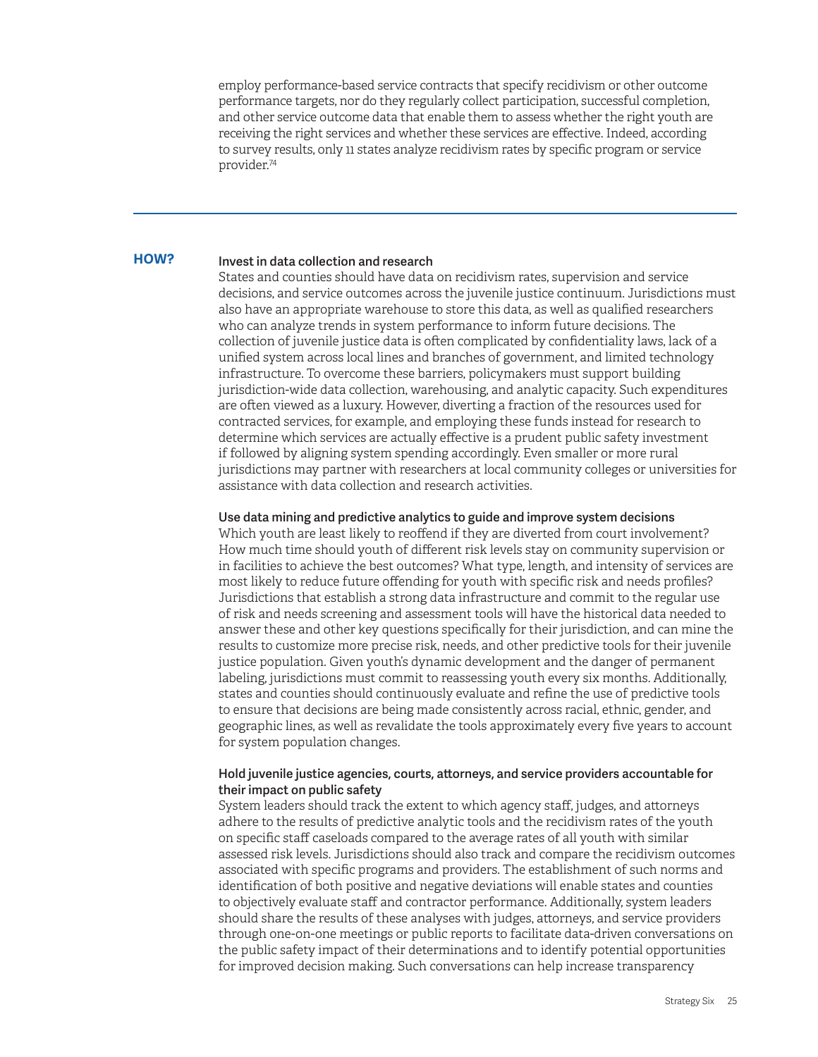employ performance-based service contracts that specify recidivism or other outcome performance targets, nor do they regularly collect participation, successful completion, and other service outcome data that enable them to assess whether the right youth are receiving the right services and whether these services are effective. Indeed, according to survey results, only 11 states analyze recidivism rates by specific program or service provider.[74]

---

## HOW?

**Invest in data collection and research**

States and counties should have data on recidivism rates, supervision and service decisions, and service outcomes across the juvenile justice continuum. Jurisdictions must also have an appropriate warehouse to store this data, as well as qualified researchers who can analyze trends in system performance to inform future decisions. The collection of juvenile justice data is often complicated by confidentiality laws, lack of a unified system across local lines and branches of government, and limited technology infrastructure. To overcome these barriers, policymakers must support building jurisdiction-wide data collection, warehousing, and analytic capacity. Such expenditures are often viewed as a luxury. However, diverting a fraction of the resources used for contracted services, for example, and employing these funds instead for research to determine which services are actually effective is a prudent public safety investment if followed by aligning system spending accordingly. Even smaller or more rural jurisdictions may partner with researchers at local community colleges or universities for assistance with data collection and research activities.

**Use data mining and predictive analytics to guide and improve system decisions**

Which youth are least likely to reoffend if they are diverted from court involvement? How much time should youth of different risk levels stay on community supervision or in facilities to achieve the best outcomes? What type, length, and intensity of services are most likely to reduce future offending for youth with specific risk and needs profiles? Jurisdictions that establish a strong data infrastructure and commit to the regular use of risk and needs screening and assessment tools will have the historical data needed to answer these and other key questions specifically for their jurisdiction, and can mine the results to customize more precise risk, needs, and other predictive tools for their juvenile justice population. Given youth's dynamic development and the danger of permanent labeling, jurisdictions must commit to reassessing youth every six months. Additionally, states and counties should continuously evaluate and refine the use of predictive tools to ensure that decisions are being made consistently across racial, ethnic, gender, and geographic lines, as well as revalidate the tools approximately every five years to account for system population changes.

**Hold juvenile justice agencies, courts, attorneys, and service providers accountable for their impact on public safety**

System leaders should track the extent to which agency staff, judges, and attorneys adhere to the results of predictive analytic tools and the recidivism rates of the youth on specific staff caseloads compared to the average rates of all youth with similar assessed risk levels. Jurisdictions should also track and compare the recidivism outcomes associated with specific programs and providers. The establishment of such norms and identification of both positive and negative deviations will enable states and counties to objectively evaluate staff and contractor performance. Additionally, system leaders should share the results of these analyses with judges, attorneys, and service providers through one-on-one meetings or public reports to facilitate data-driven conversations on the public safety impact of their determinations and to identify potential opportunities for improved decision making. Such conversations can help increase transparency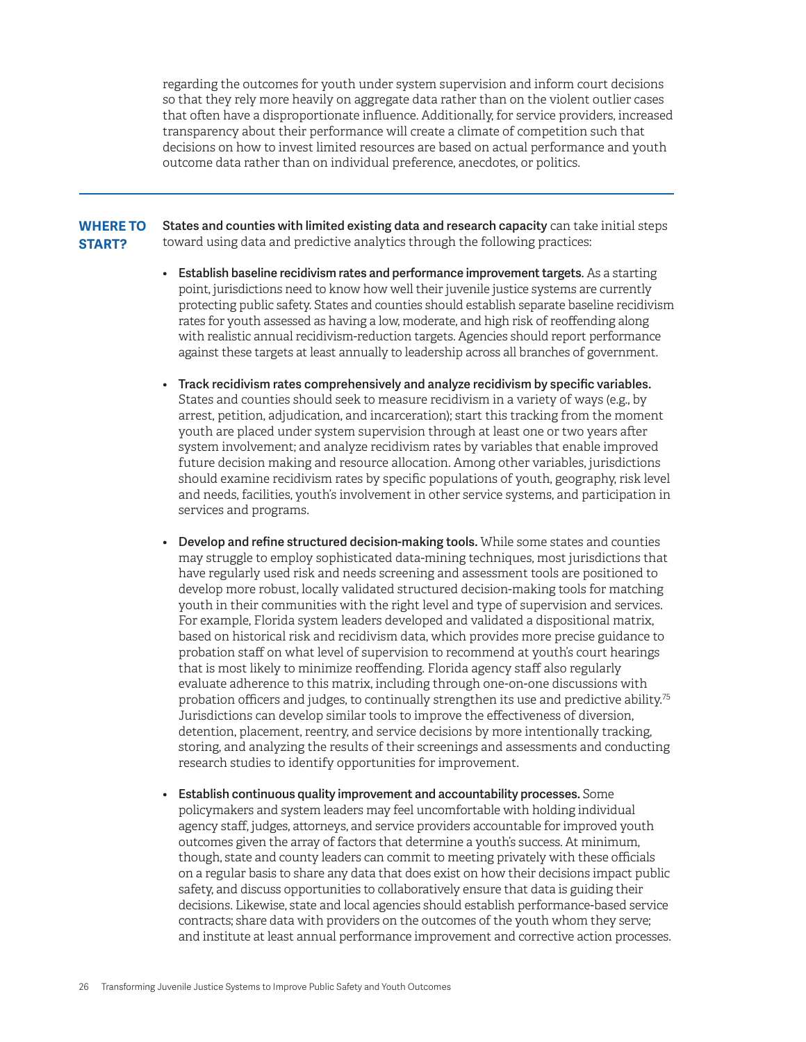regarding the outcomes for youth under system supervision and inform court decisions so that they rely more heavily on aggregate data rather than on the violent outlier cases that often have a disproportionate influence. Additionally, for service providers, increased transparency about their performance will create a climate of competition such that decisions on how to invest limited resources are based on actual performance and youth outcome data rather than on individual preference, anecdotes, or politics.

---

## WHERE TO START?

**States and counties with limited existing data and research capacity** can take initial steps toward using data and predictive analytics through the following practices:

- **Establish baseline recidivism rates and performance improvement targets.** As a starting point, jurisdictions need to know how well their juvenile justice systems are currently protecting public safety. States and counties should establish separate baseline recidivism rates for youth assessed as having a low, moderate, and high risk of reoffending along with realistic annual recidivism-reduction targets. Agencies should report performance against these targets at least annually to leadership across all branches of government.

- **Track recidivism rates comprehensively and analyze recidivism by specific variables.** States and counties should seek to measure recidivism in a variety of ways (e.g., by arrest, petition, adjudication, and incarceration); start this tracking from the moment youth are placed under system supervision through at least one or two years after system involvement; and analyze recidivism rates by variables that enable improved future decision making and resource allocation. Among other variables, jurisdictions should examine recidivism rates by specific populations of youth, geography, risk level and needs, facilities, youth's involvement in other service systems, and participation in services and programs.

- **Develop and refine structured decision-making tools.** While some states and counties may struggle to employ sophisticated data-mining techniques, most jurisdictions that have regularly used risk and needs screening and assessment tools are positioned to develop more robust, locally validated structured decision-making tools for matching youth in their communities with the right level and type of supervision and services. For example, Florida system leaders developed and validated a dispositional matrix, based on historical risk and recidivism data, which provides more precise guidance to probation staff on what level of supervision to recommend at youth's court hearings that is most likely to minimize reoffending. Florida agency staff also regularly evaluate adherence to this matrix, including through one-on-one discussions with probation officers and judges, to continually strengthen its use and predictive ability.[75] Jurisdictions can develop similar tools to improve the effectiveness of diversion, detention, placement, reentry, and service decisions by more intentionally tracking, storing, and analyzing the results of their screenings and assessments and conducting research studies to identify opportunities for improvement.

- **Establish continuous quality improvement and accountability processes.** Some policymakers and system leaders may feel uncomfortable with holding individual agency staff, judges, attorneys, and service providers accountable for improved youth outcomes given the array of factors that determine a youth's success. At minimum, though, state and county leaders can commit to meeting privately with these officials on a regular basis to share any data that does exist on how their decisions impact public safety, and discuss opportunities to collaboratively ensure that data is guiding their decisions. Likewise, state and local agencies should establish performance-based service contracts; share data with providers on the outcomes of the youth whom they serve; and institute at least annual performance improvement and corrective action processes.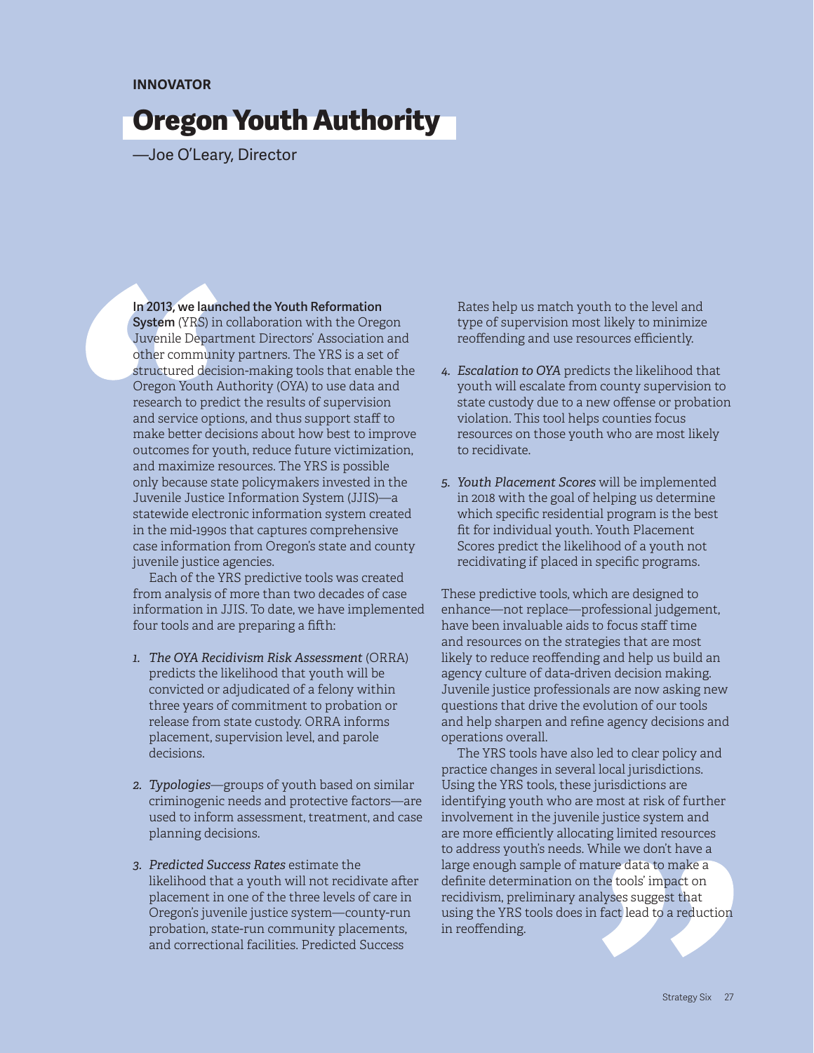INNOVATOR

# Oregon Youth Authority

—Joe O'Leary, Director

**In 2013, we launched the Youth Reformation System** (YRS) in collaboration with the Oregon Juvenile Department Directors' Association and other community partners. The YRS is a set of structured decision-making tools that enable the Oregon Youth Authority (OYA) to use data and research to predict the results of supervision and service options, and thus support staff to make better decisions about how best to improve outcomes for youth, reduce future victimization, and maximize resources. The YRS is possible only because state policymakers invested in the Juvenile Justice Information System (JJIS)—a statewide electronic information system created in the mid-1990s that captures comprehensive case information from Oregon's state and county juvenile justice agencies.

Each of the YRS predictive tools was created from analysis of more than two decades of case information in JJIS. To date, we have implemented four tools and are preparing a fifth:

1. *The OYA Recidivism Risk Assessment* (ORRA) predicts the likelihood that youth will be convicted or adjudicated of a felony within three years of commitment to probation or release from state custody. ORRA informs placement, supervision level, and parole decisions.

2. *Typologies*—groups of youth based on similar criminogenic needs and protective factors—are used to inform assessment, treatment, and case planning decisions.

3. *Predicted Success Rates* estimate the likelihood that a youth will not recidivate after placement in one of the three levels of care in Oregon's juvenile justice system—county-run probation, state-run community placements, and correctional facilities. Predicted Success Rates help us match youth to the level and type of supervision most likely to minimize reoffending and use resources efficiently.

4. *Escalation to OYA* predicts the likelihood that youth will escalate from county supervision to state custody due to a new offense or probation violation. This tool helps counties focus resources on those youth who are most likely to recidivate.

5. *Youth Placement Scores* will be implemented in 2018 with the goal of helping us determine which specific residential program is the best fit for individual youth. Youth Placement Scores predict the likelihood of a youth not recidivating if placed in specific programs.

These predictive tools, which are designed to enhance—not replace—professional judgement, have been invaluable aids to focus staff time and resources on the strategies that are most likely to reduce reoffending and help us build an agency culture of data-driven decision making. Juvenile justice professionals are now asking new questions that drive the evolution of our tools and help sharpen and refine agency decisions and operations overall.

The YRS tools have also led to clear policy and practice changes in several local jurisdictions. Using the YRS tools, these jurisdictions are identifying youth who are most at risk of further involvement in the juvenile justice system and are more efficiently allocating limited resources to address youth's needs. While we don't have a large enough sample of mature data to make a definite determination on the tools' impact on recidivism, preliminary analyses suggest that using the YRS tools does in fact lead to a reduction in reoffending.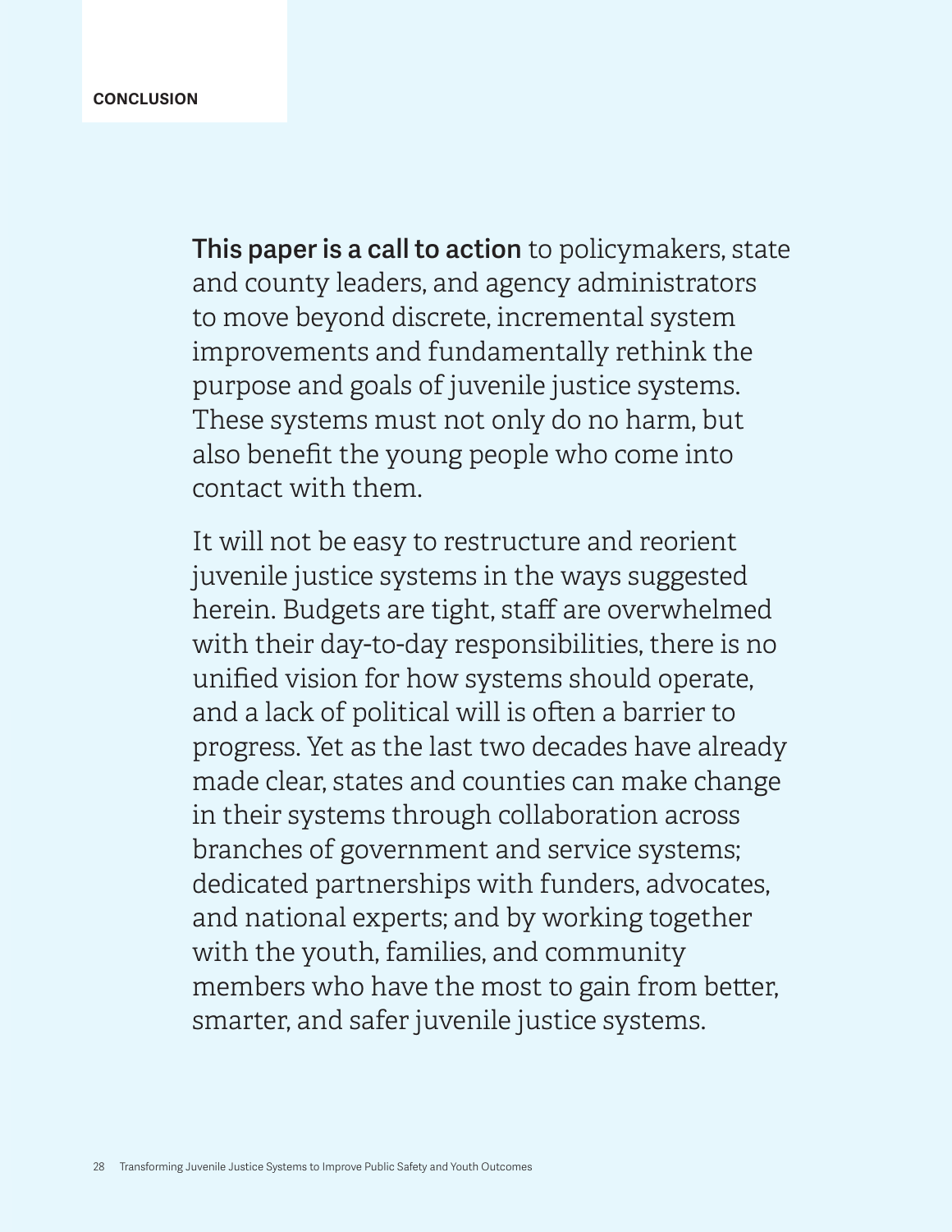## CONCLUSION

**This paper is a call to action** to policymakers, state and county leaders, and agency administrators to move beyond discrete, incremental system improvements and fundamentally rethink the purpose and goals of juvenile justice systems. These systems must not only do no harm, but also benefit the young people who come into contact with them.

It will not be easy to restructure and reorient juvenile justice systems in the ways suggested herein. Budgets are tight, staff are overwhelmed with their day-to-day responsibilities, there is no unified vision for how systems should operate, and a lack of political will is often a barrier to progress. Yet as the last two decades have already made clear, states and counties can make change in their systems through collaboration across branches of government and service systems; dedicated partnerships with funders, advocates, and national experts; and by working together with the youth, families, and community members who have the most to gain from better, smarter, and safer juvenile justice systems.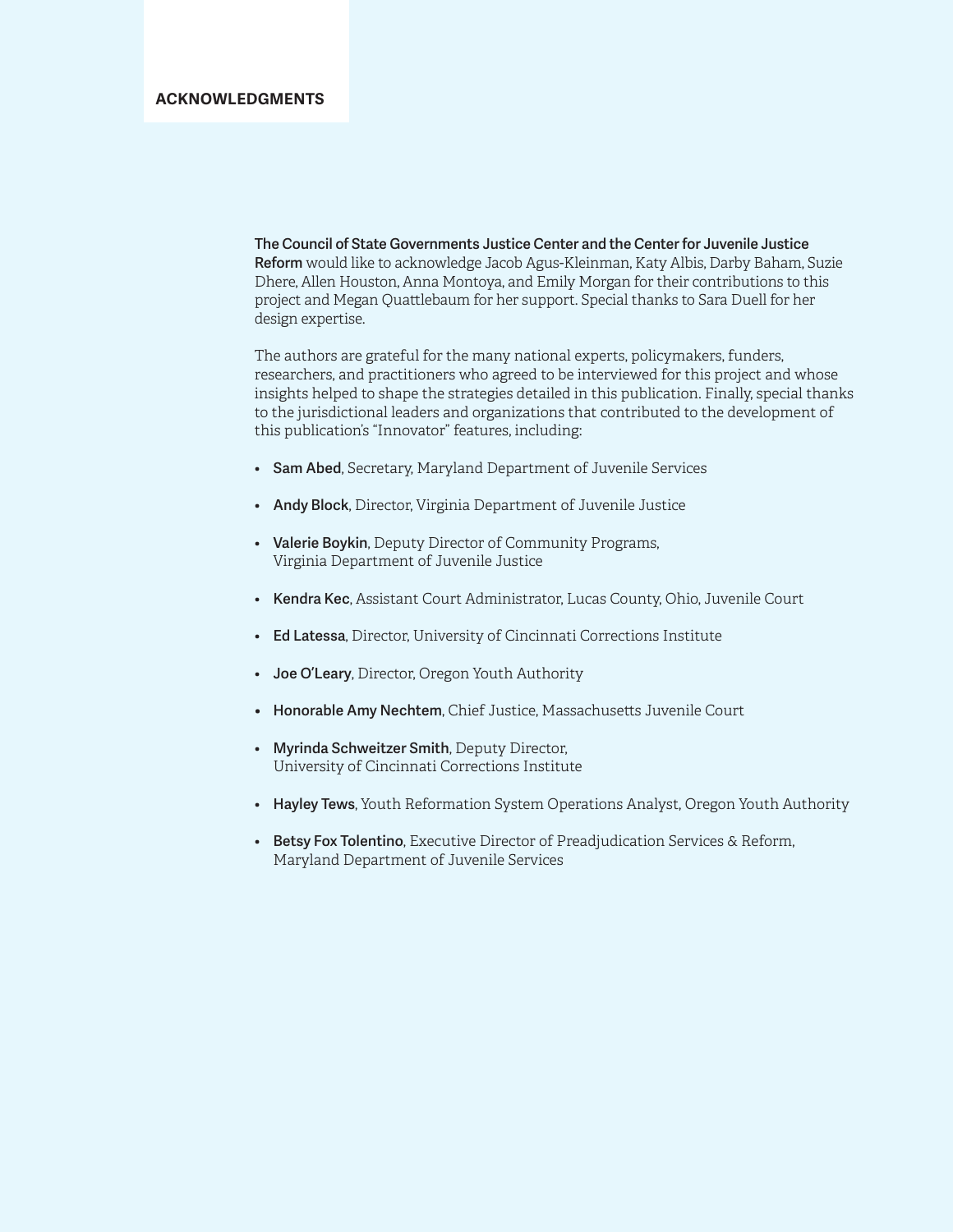## ACKNOWLEDGMENTS

**The Council of State Governments Justice Center and the Center for Juvenile Justice Reform** would like to acknowledge Jacob Agus-Kleinman, Katy Albis, Darby Baham, Suzie Dhere, Allen Houston, Anna Montoya, and Emily Morgan for their contributions to this project and Megan Quattlebaum for her support. Special thanks to Sara Duell for her design expertise.

The authors are grateful for the many national experts, policymakers, funders, researchers, and practitioners who agreed to be interviewed for this project and whose insights helped to shape the strategies detailed in this publication. Finally, special thanks to the jurisdictional leaders and organizations that contributed to the development of this publication's "Innovator" features, including:

- **Sam Abed**, Secretary, Maryland Department of Juvenile Services
- **Andy Block**, Director, Virginia Department of Juvenile Justice
- **Valerie Boykin**, Deputy Director of Community Programs, Virginia Department of Juvenile Justice
- **Kendra Kec**, Assistant Court Administrator, Lucas County, Ohio, Juvenile Court
- **Ed Latessa**, Director, University of Cincinnati Corrections Institute
- **Joe O'Leary**, Director, Oregon Youth Authority
- **Honorable Amy Nechtem**, Chief Justice, Massachusetts Juvenile Court
- **Myrinda Schweitzer Smith**, Deputy Director, University of Cincinnati Corrections Institute
- **Hayley Tews**, Youth Reformation System Operations Analyst, Oregon Youth Authority
- **Betsy Fox Tolentino**, Executive Director of Preadjudication Services & Reform, Maryland Department of Juvenile Services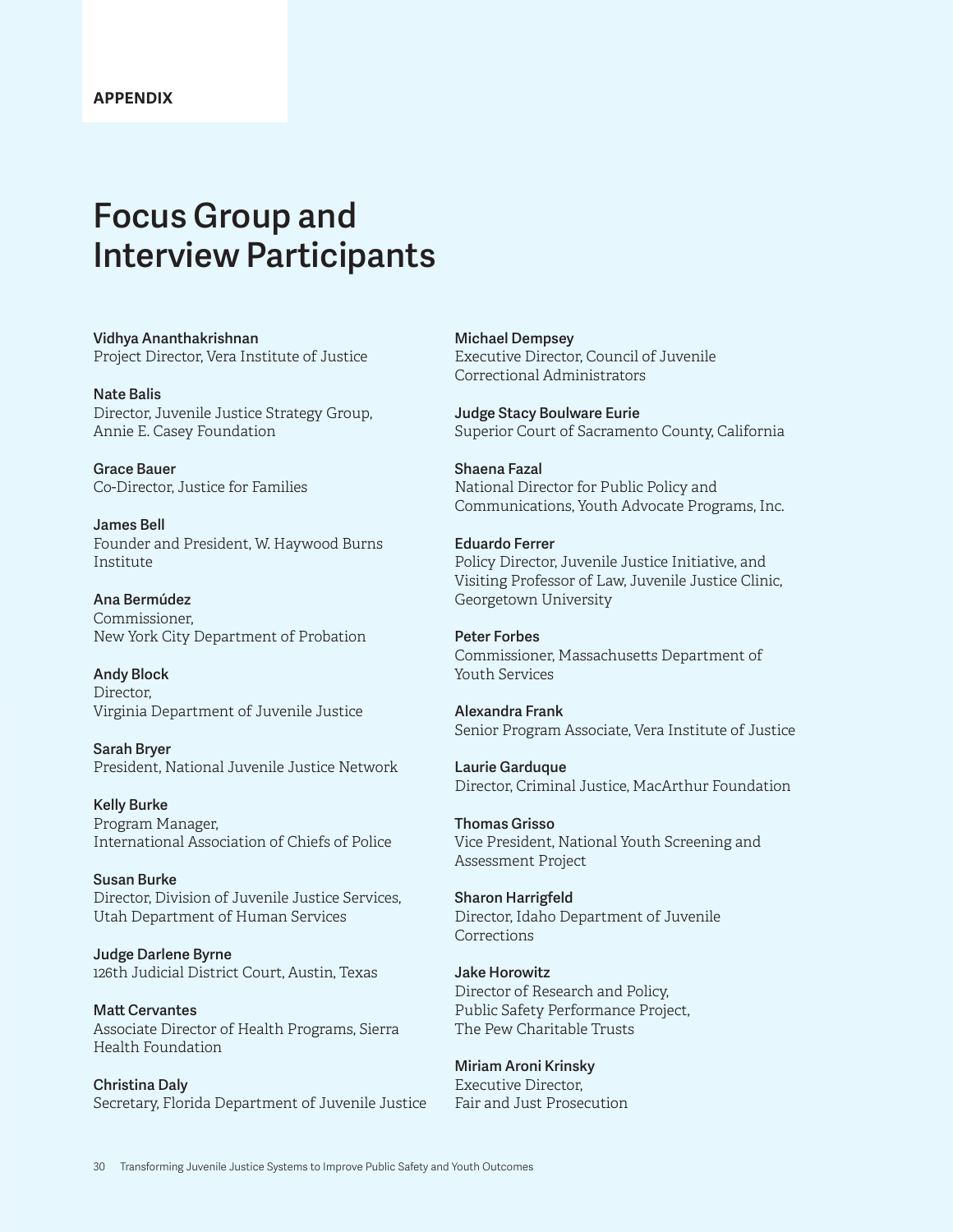APPENDIX

# Focus Group and Interview Participants

**Vidhya Ananthakrishnan**
Project Director, Vera Institute of Justice

**Nate Balis**
Director, Juvenile Justice Strategy Group, Annie E. Casey Foundation

**Grace Bauer**
Co-Director, Justice for Families

**James Bell**
Founder and President, W. Haywood Burns Institute

**Ana Bermúdez**
Commissioner, New York City Department of Probation

**Andy Block**
Director, Virginia Department of Juvenile Justice

**Sarah Bryer**
President, National Juvenile Justice Network

**Kelly Burke**
Program Manager, International Association of Chiefs of Police

**Susan Burke**
Director, Division of Juvenile Justice Services, Utah Department of Human Services

**Judge Darlene Byrne**
126th Judicial District Court, Austin, Texas

**Matt Cervantes**
Associate Director of Health Programs, Sierra Health Foundation

**Christina Daly**
Secretary, Florida Department of Juvenile Justice

**Michael Dempsey**
Executive Director, Council of Juvenile Correctional Administrators

**Judge Stacy Boulware Eurie**
Superior Court of Sacramento County, California

**Shaena Fazal**
National Director for Public Policy and Communications, Youth Advocate Programs, Inc.

**Eduardo Ferrer**
Policy Director, Juvenile Justice Initiative, and Visiting Professor of Law, Juvenile Justice Clinic, Georgetown University

**Peter Forbes**
Commissioner, Massachusetts Department of Youth Services

**Alexandra Frank**
Senior Program Associate, Vera Institute of Justice

**Laurie Garduque**
Director, Criminal Justice, MacArthur Foundation

**Thomas Grisso**
Vice President, National Youth Screening and Assessment Project

**Sharon Harrigfeld**
Director, Idaho Department of Juvenile Corrections

**Jake Horowitz**
Director of Research and Policy, Public Safety Performance Project, The Pew Charitable Trusts

**Miriam Aroni Krinsky**
Executive Director, Fair and Just Prosecution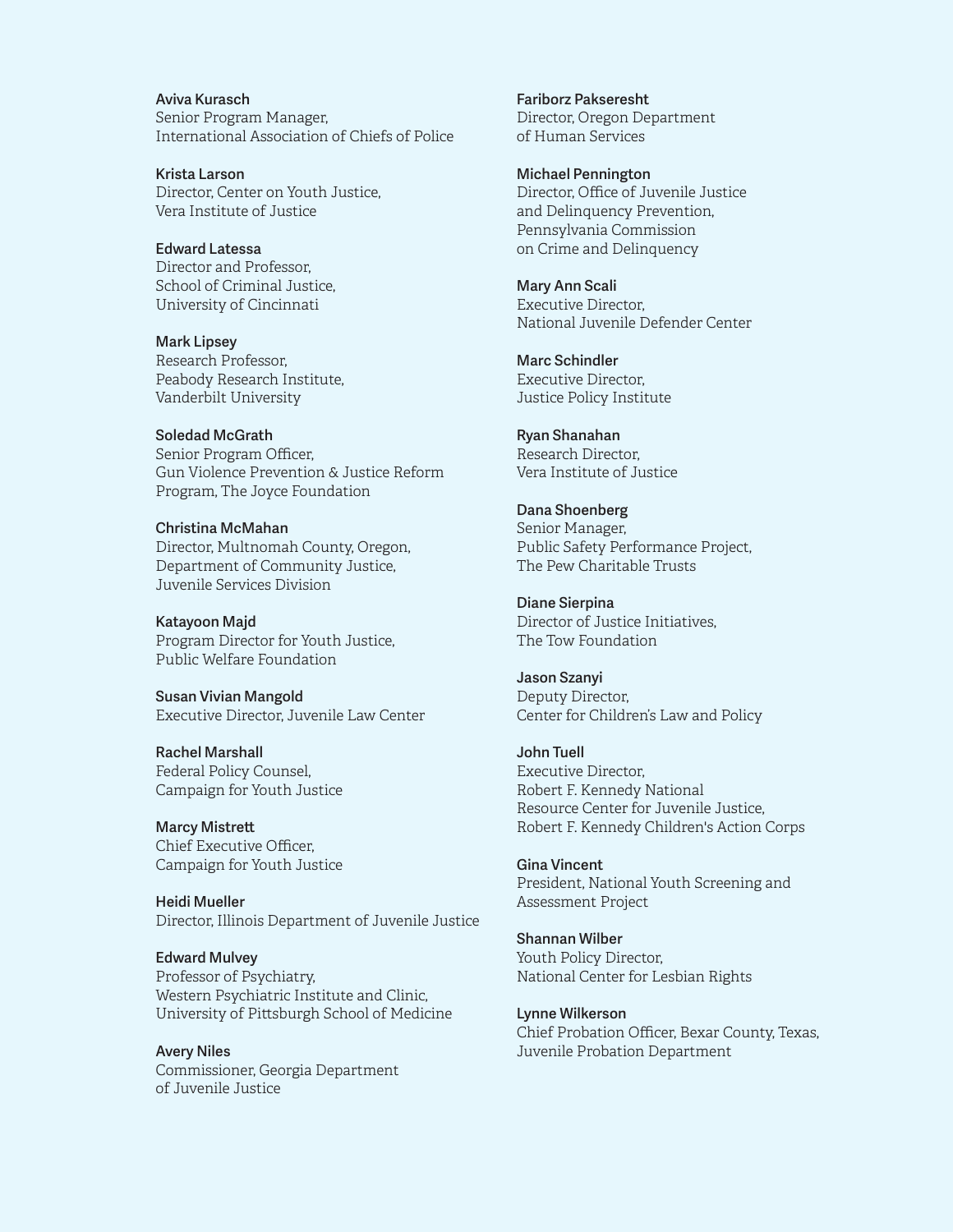**Aviva Kurasch**
Senior Program Manager,
International Association of Chiefs of Police

**Krista Larson**
Director, Center on Youth Justice,
Vera Institute of Justice

**Edward Latessa**
Director and Professor,
School of Criminal Justice,
University of Cincinnati

**Mark Lipsey**
Research Professor,
Peabody Research Institute,
Vanderbilt University

**Soledad McGrath**
Senior Program Officer,
Gun Violence Prevention & Justice Reform Program, The Joyce Foundation

**Christina McMahan**
Director, Multnomah County, Oregon,
Department of Community Justice,
Juvenile Services Division

**Katayoon Majd**
Program Director for Youth Justice,
Public Welfare Foundation

**Susan Vivian Mangold**
Executive Director, Juvenile Law Center

**Rachel Marshall**
Federal Policy Counsel,
Campaign for Youth Justice

**Marcy Mistrett**
Chief Executive Officer,
Campaign for Youth Justice

**Heidi Mueller**
Director, Illinois Department of Juvenile Justice

**Edward Mulvey**
Professor of Psychiatry,
Western Psychiatric Institute and Clinic,
University of Pittsburgh School of Medicine

**Avery Niles**
Commissioner, Georgia Department of Juvenile Justice

**Fariborz Pakseresht**
Director, Oregon Department of Human Services

**Michael Pennington**
Director, Office of Juvenile Justice and Delinquency Prevention,
Pennsylvania Commission on Crime and Delinquency

**Mary Ann Scali**
Executive Director,
National Juvenile Defender Center

**Marc Schindler**
Executive Director,
Justice Policy Institute

**Ryan Shanahan**
Research Director,
Vera Institute of Justice

**Dana Shoenberg**
Senior Manager,
Public Safety Performance Project,
The Pew Charitable Trusts

**Diane Sierpina**
Director of Justice Initiatives,
The Tow Foundation

**Jason Szanyi**
Deputy Director,
Center for Children's Law and Policy

**John Tuell**
Executive Director,
Robert F. Kennedy National Resource Center for Juvenile Justice,
Robert F. Kennedy Children's Action Corps

**Gina Vincent**
President, National Youth Screening and Assessment Project

**Shannan Wilber**
Youth Policy Director,
National Center for Lesbian Rights

**Lynne Wilkerson**
Chief Probation Officer, Bexar County, Texas,
Juvenile Probation Department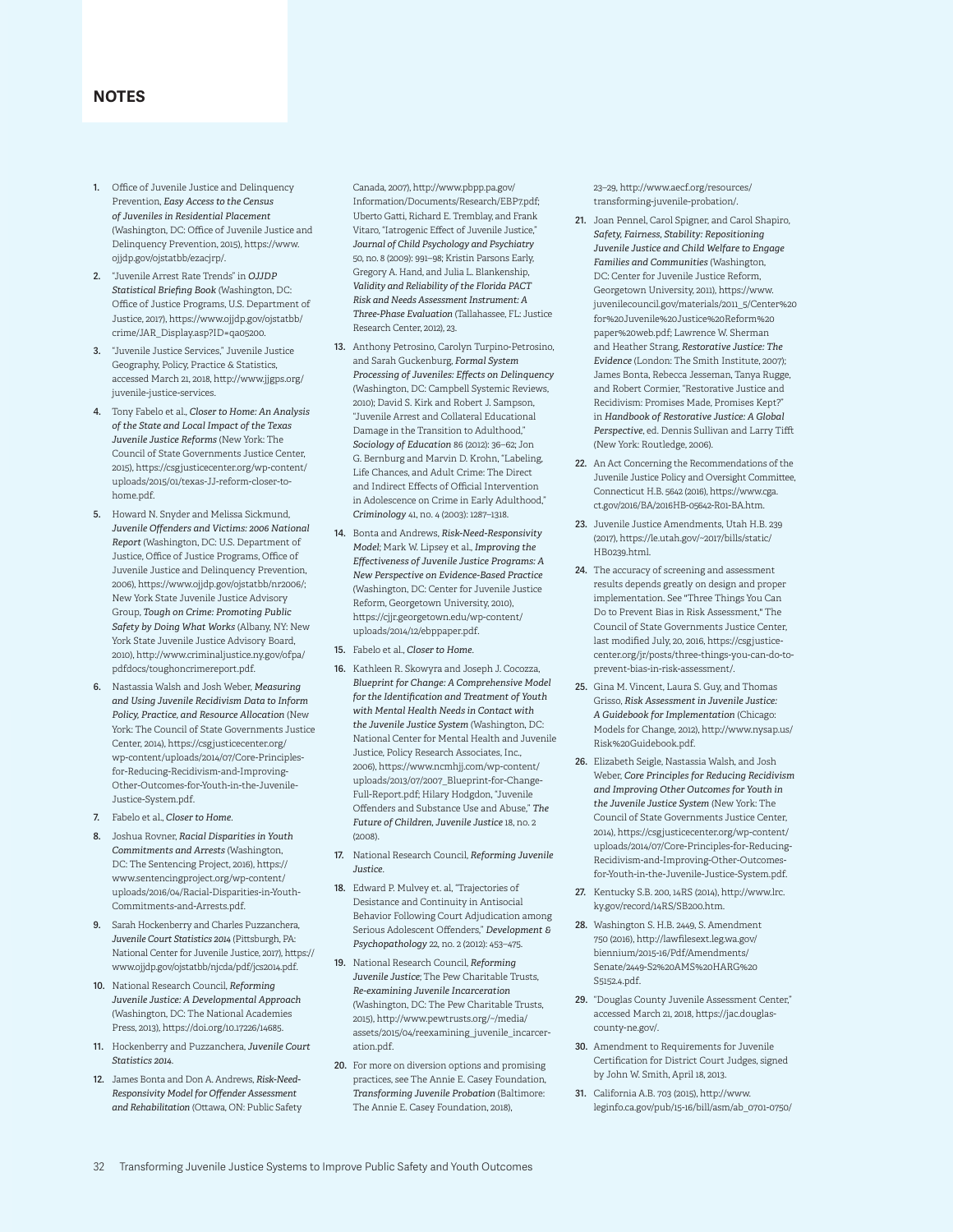## NOTES

1. Office of Juvenile Justice and Delinquency Prevention, ***Easy Access to the Census of Juveniles in Residential Placement*** (Washington, DC: Office of Juvenile Justice and Delinquency Prevention, 2015), https://www.ojjdp.gov/ojstatbb/ezacjrp/.
2. "Juvenile Arrest Rate Trends" in ***OJJDP Statistical Briefing Book*** (Washington, DC: Office of Justice Programs, U.S. Department of Justice, 2017), https://www.ojjdp.gov/ojstatbb/crime/JAR_Display.asp?ID=qa05200.
3. "Juvenile Justice Services," Juvenile Justice Geography, Policy, Practice & Statistics, accessed March 21, 2018, http://www.jjgps.org/juvenile-justice-services.
4. Tony Fabelo et al., ***Closer to Home: An Analysis of the State and Local Impact of the Texas Juvenile Justice Reforms*** (New York: The Council of State Governments Justice Center, 2015), https://csgjusticecenter.org/wp-content/uploads/2015/01/texas-JJ-reform-closer-to-home.pdf.
5. Howard N. Snyder and Melissa Sickmund, ***Juvenile Offenders and Victims: 2006 National Report*** (Washington, DC: U.S. Department of Justice, Office of Justice Programs, Office of Juvenile Justice and Delinquency Prevention, 2006), https://www.ojjdp.gov/ojstatbb/nr2006/; New York State Juvenile Justice Advisory Group, ***Tough on Crime: Promoting Public Safety by Doing What Works*** (Albany, NY: New York State Juvenile Justice Advisory Board, 2010), http://www.criminaljustice.ny.gov/ofpa/pdfdocs/toughoncrimereport.pdf.
6. Nastassia Walsh and Josh Weber, ***Measuring and Using Juvenile Recidivism Data to Inform Policy, Practice, and Resource Allocation*** (New York: The Council of State Governments Justice Center, 2014), https://csgjusticecenter.org/wp-content/uploads/2014/07/Core-Principles-for-Reducing-Recidivism-and-Improving-Other-Outcomes-for-Youth-in-the-Juvenile-Justice-System.pdf.
7. Fabelo et al., ***Closer to Home***.
8. Joshua Rovner, ***Racial Disparities in Youth Commitments and Arrests*** (Washington, DC: The Sentencing Project, 2016), https://www.sentencingproject.org/wp-content/uploads/2016/04/Racial-Disparities-in-Youth-Commitments-and-Arrests.pdf.
9. Sarah Hockenberry and Charles Puzzanchera, ***Juvenile Court Statistics 2014*** (Pittsburgh, PA: National Center for Juvenile Justice, 2017), https://www.ojjdp.gov/ojstatbb/njcda/pdf/jcs2014.pdf.
10. National Research Council, ***Reforming Juvenile Justice: A Developmental Approach*** (Washington, DC: The National Academies Press, 2013), https://doi.org/10.17226/14685.
11. Hockenberry and Puzzanchera, ***Juvenile Court Statistics 2014***.
12. James Bonta and Don A. Andrews, ***Risk-Need-Responsivity Model for Offender Assessment and Rehabilitation*** (Ottawa, ON: Public Safety Canada, 2007), http://www.pbpp.pa.gov/Information/Documents/Research/EBP7.pdf; Uberto Gatti, Richard E. Tremblay, and Frank Vitaro, "Iatrogenic Effect of Juvenile Justice," ***Journal of Child Psychology and Psychiatry*** 50, no. 8 (2009): 991–98; Kristin Parsons Early, Gregory A. Hand, and Julia L. Blankenship, ***Validity and Reliability of the Florida PACT Risk and Needs Assessment Instrument: A Three-Phase Evaluation*** (Tallahassee, FL: Justice Research Center, 2012), 23.
13. Anthony Petrosino, Carolyn Turpino-Petrosino, and Sarah Guckenburg, ***Formal System Processing of Juveniles: Effects on Delinquency*** (Washington, DC: Campbell Systemic Reviews, 2010); David S. Kirk and Robert J. Sampson, "Juvenile Arrest and Collateral Educational Damage in the Transition to Adulthood," ***Sociology of Education*** 86 (2012): 36–62; Jon G. Bernburg and Marvin D. Krohn, "Labeling, Life Chances, and Adult Crime: The Direct and Indirect Effects of Official Intervention in Adolescence on Crime in Early Adulthood," ***Criminology*** 41, no. 4 (2003): 1287–1318.
14. Bonta and Andrews, ***Risk-Need-Responsivity Model***; Mark W. Lipsey et al., ***Improving the Effectiveness of Juvenile Justice Programs: A New Perspective on Evidence-Based Practice*** (Washington, DC: Center for Juvenile Justice Reform, Georgetown University, 2010), https://cjjr.georgetown.edu/wp-content/uploads/2014/12/ebppaper.pdf.
15. Fabelo et al., ***Closer to Home***.
16. Kathleen R. Skowyra and Joseph J. Cocozza, ***Blueprint for Change: A Comprehensive Model for the Identification and Treatment of Youth with Mental Health Needs in Contact with the Juvenile Justice System*** (Washington, DC: National Center for Mental Health and Juvenile Justice, Policy Research Associates, Inc., 2006), https://www.ncmhjj.com/wp-content/uploads/2013/07/2007_Blueprint-for-Change-Full-Report.pdf; Hilary Hodgdon, "Juvenile Offenders and Substance Use and Abuse," ***The Future of Children, Juvenile Justice*** 18, no. 2 (2008).
17. National Research Council, ***Reforming Juvenile Justice***.
18. Edward P. Mulvey et. al, "Trajectories of Desistance and Continuity in Antisocial Behavior Following Court Adjudication among Serious Adolescent Offenders," ***Development & Psychopathology*** 22, no. 2 (2012): 453–475.
19. National Research Council, ***Reforming Juvenile Justice***; The Pew Charitable Trusts, ***Re-examining Juvenile Incarceration*** (Washington, DC: The Pew Charitable Trusts, 2015), http://www.pewtrusts.org/~/media/assets/2015/04/reexamining_juvenile_incarceration.pdf.
20. For more on diversion options and promising practices, see The Annie E. Casey Foundation, ***Transforming Juvenile Probation*** (Baltimore: The Annie E. Casey Foundation, 2018), 23–29, http://www.aecf.org/resources/transforming-juvenile-probation/.
21. Joan Pennel, Carol Spigner, and Carol Shapiro, ***Safety, Fairness, Stability: Repositioning Juvenile Justice and Child Welfare to Engage Families and Communities*** (Washington, DC: Center for Juvenile Justice Reform, Georgetown University, 2011), https://www.juvenilecouncil.gov/materials/2011_5/Center%20for%20Juvenile%20Justice%20Reform%20paper%20web.pdf; Lawrence W. Sherman and Heather Strang, ***Restorative Justice: The Evidence*** (London: The Smith Institute, 2007); James Bonta, Rebecca Jesseman, Tanya Rugge, and Robert Cormier, "Restorative Justice and Recidivism: Promises Made, Promises Kept?" in ***Handbook of Restorative Justice: A Global Perspective***, ed. Dennis Sullivan and Larry Tifft (New York: Routledge, 2006).
22. An Act Concerning the Recommendations of the Juvenile Justice Policy and Oversight Committee, Connecticut H.B. 5642 (2016), https://www.cga.ct.gov/2016/BA/2016HB-05642-R01-BA.htm.
23. Juvenile Justice Amendments, Utah H.B. 239 (2017), https://le.utah.gov/~2017/bills/static/HB0239.html.
24. The accuracy of screening and assessment results depends greatly on design and proper implementation. See "Three Things You Can Do to Prevent Bias in Risk Assessment," The Council of State Governments Justice Center, last modified July, 20, 2016, https://csgjusticecenter.org/jr/posts/three-things-you-can-do-to-prevent-bias-in-risk-assessment/.
25. Gina M. Vincent, Laura S. Guy, and Thomas Grisso, ***Risk Assessment in Juvenile Justice: A Guidebook for Implementation*** (Chicago: Models for Change, 2012), http://www.nysap.us/Risk%20Guidebook.pdf.
26. Elizabeth Seigle, Nastassia Walsh, and Josh Weber, ***Core Principles for Reducing Recidivism and Improving Other Outcomes for Youth in the Juvenile Justice System*** (New York: The Council of State Governments Justice Center, 2014), https://csgjusticecenter.org/wp-content/uploads/2014/07/Core-Principles-for-Reducing-Recidivism-and-Improving-Other-Outcomes-for-Youth-in-the-Juvenile-Justice-System.pdf.
27. Kentucky S.B. 200, 14RS (2014), http://www.lrc.ky.gov/record/14RS/SB200.htm.
28. Washington S. H.B. 2449, S. Amendment 750 (2016), http://lawfilesext.leg.wa.gov/biennium/2015-16/Pdf/Amendments/Senate/2449-S2%20AMS%20HARG%20S5152.4.pdf.
29. "Douglas County Juvenile Assessment Center," accessed March 21, 2018, https://jac.douglas-county-ne.gov/.
30. Amendment to Requirements for Juvenile Certification for District Court Judges, signed by John W. Smith, April 18, 2013.
31. California A.B. 703 (2015), http://www.leginfo.ca.gov/pub/15-16/bill/asm/ab_0701-0750/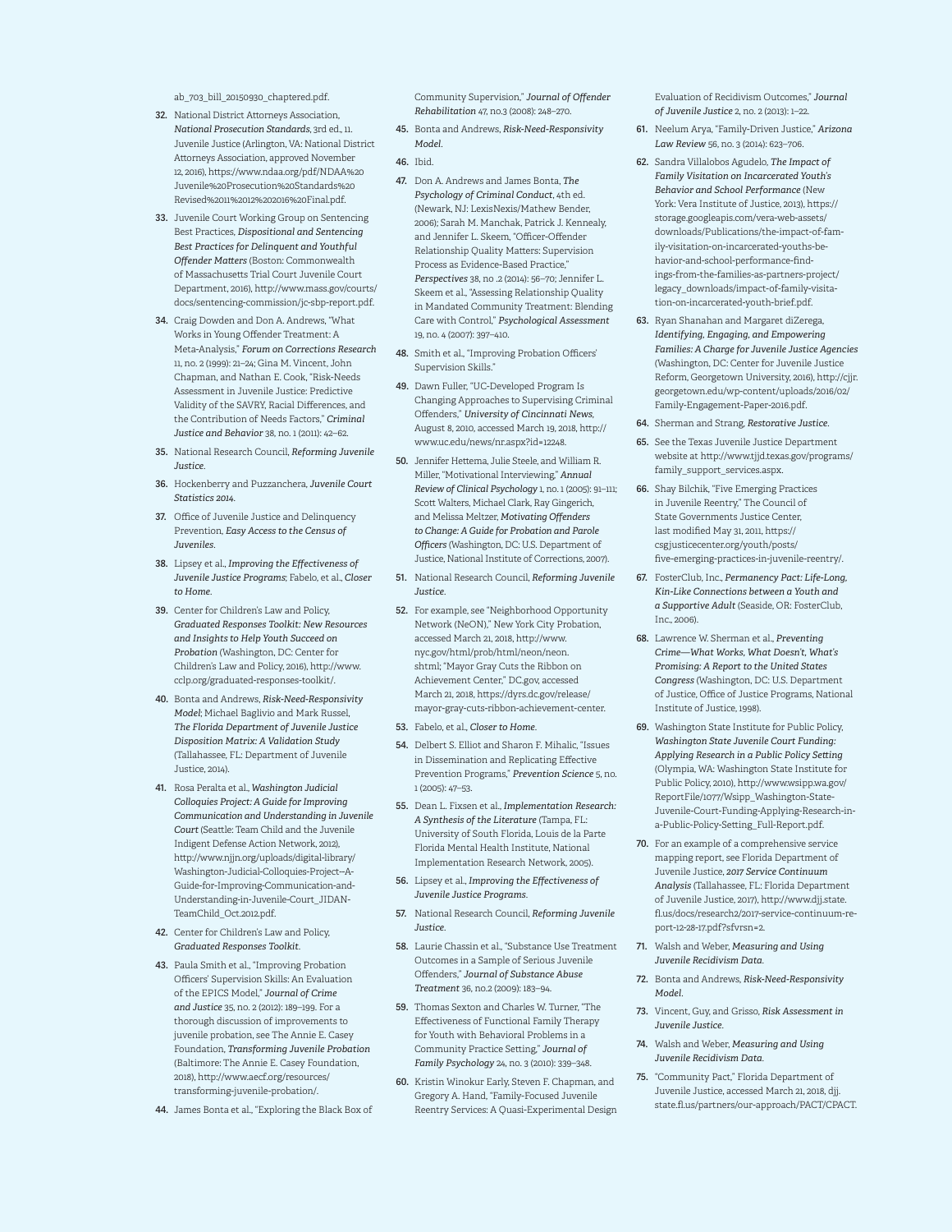ab_703_bill_20150930_chaptered.pdf.

32. National District Attorneys Association, *National Prosecution Standards*, 3rd ed., 11. Juvenile Justice (Arlington, VA: National District Attorneys Association, approved November 12, 2016), https://www.ndaa.org/pdf/NDAA%20Juvenile%20Prosecution%20Standards%20Revised%2011%2012%202016%20Final.pdf.

33. Juvenile Court Working Group on Sentencing Best Practices, *Dispositional and Sentencing Best Practices for Delinquent and Youthful Offender Matters* (Boston: Commonwealth of Massachusetts Trial Court Juvenile Court Department, 2016), http://www.mass.gov/courts/docs/sentencing-commission/jc-sbp-report.pdf.

34. Craig Dowden and Don A. Andrews, "What Works in Young Offender Treatment: A Meta-Analysis," *Forum on Corrections Research* 11, no. 2 (1999): 21–24; Gina M. Vincent, John Chapman, and Nathan E. Cook, "Risk-Needs Assessment in Juvenile Justice: Predictive Validity of the SAVRY, Racial Differences, and the Contribution of Needs Factors," *Criminal Justice and Behavior* 38, no. 1 (2011): 42–62.

35. National Research Council, *Reforming Juvenile Justice*.

36. Hockenberry and Puzzanchera, *Juvenile Court Statistics 2014*.

37. Office of Juvenile Justice and Delinquency Prevention, *Easy Access to the Census of Juveniles*.

38. Lipsey et al., *Improving the Effectiveness of Juvenile Justice Programs*; Fabelo, et al., *Closer to Home*.

39. Center for Children's Law and Policy, *Graduated Responses Toolkit: New Resources and Insights to Help Youth Succeed on Probation* (Washington, DC: Center for Children's Law and Policy, 2016), http://www.cclp.org/graduated-responses-toolkit/.

40. Bonta and Andrews, *Risk-Need-Responsivity Model*; Michael Baglivio and Mark Russel, *The Florida Department of Juvenile Justice Disposition Matrix: A Validation Study* (Tallahassee, FL: Department of Juvenile Justice, 2014).

41. Rosa Peralta et al., *Washington Judicial Colloquies Project: A Guide for Improving Communication and Understanding in Juvenile Court* (Seattle: Team Child and the Juvenile Indigent Defense Action Network, 2012), http://www.njjn.org/uploads/digital-library/Washington-Judicial-Colloquies-Project--A-Guide-for-Improving-Communication-and-Understanding-in-Juvenile-Court_JIDAN-TeamChild_Oct.2012.pdf.

42. Center for Children's Law and Policy, *Graduated Responses Toolkit*.

43. Paula Smith et al., "Improving Probation Officers' Supervision Skills: An Evaluation of the EPICS Model," *Journal of Crime and Justice* 35, no. 2 (2012): 189–199. For a thorough discussion of improvements to juvenile probation, see The Annie E. Casey Foundation, *Transforming Juvenile Probation* (Baltimore: The Annie E. Casey Foundation, 2018), http://www.aecf.org/resources/transforming-juvenile-probation/.

44. James Bonta et al., "Exploring the Black Box of Community Supervision," *Journal of Offender Rehabilitation* 47, no.3 (2008): 248–270.

45. Bonta and Andrews, *Risk-Need-Responsivity Model*.

46. Ibid.

47. Don A. Andrews and James Bonta, *The Psychology of Criminal Conduct*, 4th ed. (Newark, NJ: LexisNexis/Mathew Bender, 2006); Sarah M. Manchak, Patrick J. Kennealy, and Jennifer L. Skeem, "Officer-Offender Relationship Quality Matters: Supervision Process as Evidence-Based Practice," *Perspectives* 38, no .2 (2014): 56–70; Jennifer L. Skeem et al., "Assessing Relationship Quality in Mandated Community Treatment: Blending Care with Control," *Psychological Assessment* 19, no. 4 (2007): 397–410.

48. Smith et al., "Improving Probation Officers' Supervision Skills."

49. Dawn Fuller, "UC-Developed Program Is Changing Approaches to Supervising Criminal Offenders," *University of Cincinnati News*, August 8, 2010, accessed March 19, 2018, http://www.uc.edu/news/nr.aspx?id=12248.

50. Jennifer Hettema, Julie Steele, and William R. Miller, "Motivational Interviewing," *Annual Review of Clinical Psychology* 1, no. 1 (2005): 91–111; Scott Walters, Michael Clark, Ray Gingerich, and Melissa Meltzer, *Motivating Offenders to Change: A Guide for Probation and Parole Officers* (Washington, DC: U.S. Department of Justice, National Institute of Corrections, 2007).

51. National Research Council, *Reforming Juvenile Justice*.

52. For example, see "Neighborhood Opportunity Network (NeON)," New York City Probation, accessed March 21, 2018, http://www.nyc.gov/html/prob/html/neon/neon.shtml; "Mayor Gray Cuts the Ribbon on Achievement Center," DC.gov, accessed March 21, 2018, https://dyrs.dc.gov/release/mayor-gray-cuts-ribbon-achievement-center.

53. Fabelo, et al., *Closer to Home*.

54. Delbert S. Elliot and Sharon F. Mihalic, "Issues in Dissemination and Replicating Effective Prevention Programs," *Prevention Science* 5, no. 1 (2005): 47–53.

55. Dean L. Fixsen et al., *Implementation Research: A Synthesis of the Literature* (Tampa, FL: University of South Florida, Louis de la Parte Florida Mental Health Institute, National Implementation Research Network, 2005).

56. Lipsey et al., *Improving the Effectiveness of Juvenile Justice Programs*.

57. National Research Council, *Reforming Juvenile Justice*.

58. Laurie Chassin et al., "Substance Use Treatment Outcomes in a Sample of Serious Juvenile Offenders," *Journal of Substance Abuse Treatment* 36, no.2 (2009): 183–94.

59. Thomas Sexton and Charles W. Turner, "The Effectiveness of Functional Family Therapy for Youth with Behavioral Problems in a Community Practice Setting," *Journal of Family Psychology* 24, no. 3 (2010): 339–348.

60. Kristin Winokur Early, Steven F. Chapman, and Gregory A. Hand, "Family-Focused Juvenile Reentry Services: A Quasi-Experimental Design Evaluation of Recidivism Outcomes," *Journal of Juvenile Justice* 2, no. 2 (2013): 1–22.

61. Neelum Arya, "Family-Driven Justice," *Arizona Law Review* 56, no. 3 (2014): 623–706.

62. Sandra Villalobos Agudelo, *The Impact of Family Visitation on Incarcerated Youth's Behavior and School Performance* (New York: Vera Institute of Justice, 2013), https://storage.googleapis.com/vera-web-assets/downloads/Publications/the-impact-of-family-visitation-on-incarcerated-youths-behavior-and-school-performance-findings-from-the-families-as-partners-project/legacy_downloads/impact-of-family-visitation-on-incarcerated-youth-brief.pdf.

63. Ryan Shanahan and Margaret diZerega, *Identifying, Engaging, and Empowering Families: A Charge for Juvenile Justice Agencies* (Washington, DC: Center for Juvenile Justice Reform, Georgetown University, 2016), http://cjjr.georgetown.edu/wp-content/uploads/2016/02/Family-Engagement-Paper-2016.pdf.

64. Sherman and Strang, *Restorative Justice*.

65. See the Texas Juvenile Justice Department website at http://www.tjjd.texas.gov/programs/family_support_services.aspx.

66. Shay Bilchik, "Five Emerging Practices in Juvenile Reentry," The Council of State Governments Justice Center, last modified May 31, 2011, https://csgjusticecenter.org/youth/posts/five-emerging-practices-in-juvenile-reentry/.

67. FosterClub, Inc., *Permanency Pact: Life-Long, Kin-Like Connections between a Youth and a Supportive Adult* (Seaside, OR: FosterClub, Inc., 2006).

68. Lawrence W. Sherman et al., *Preventing Crime—What Works, What Doesn't, What's Promising: A Report to the United States Congress* (Washington, DC: U.S. Department of Justice, Office of Justice Programs, National Institute of Justice, 1998).

69. Washington State Institute for Public Policy, *Washington State Juvenile Court Funding: Applying Research in a Public Policy Setting* (Olympia, WA: Washington State Institute for Public Policy, 2010), http://www.wsipp.wa.gov/ReportFile/1077/Wsipp_Washington-State-Juvenile-Court-Funding-Applying-Research-in-a-Public-Policy-Setting_Full-Report.pdf.

70. For an example of a comprehensive service mapping report, see Florida Department of Juvenile Justice, *2017 Service Continuum Analysis* (Tallahassee, FL: Florida Department of Juvenile Justice, 2017), http://www.djj.state.fl.us/docs/research2/2017-service-continuum-report-12-28-17.pdf?sfvrsn=2.

71. Walsh and Weber, *Measuring and Using Juvenile Recidivism Data*.

72. Bonta and Andrews, *Risk-Need-Responsivity Model*.

73. Vincent, Guy, and Grisso, *Risk Assessment in Juvenile Justice*.

74. Walsh and Weber, *Measuring and Using Juvenile Recidivism Data*.

75. "Community Pact," Florida Department of Juvenile Justice, accessed March 21, 2018, djj.state.fl.us/partners/our-approach/PACT/CPACT.